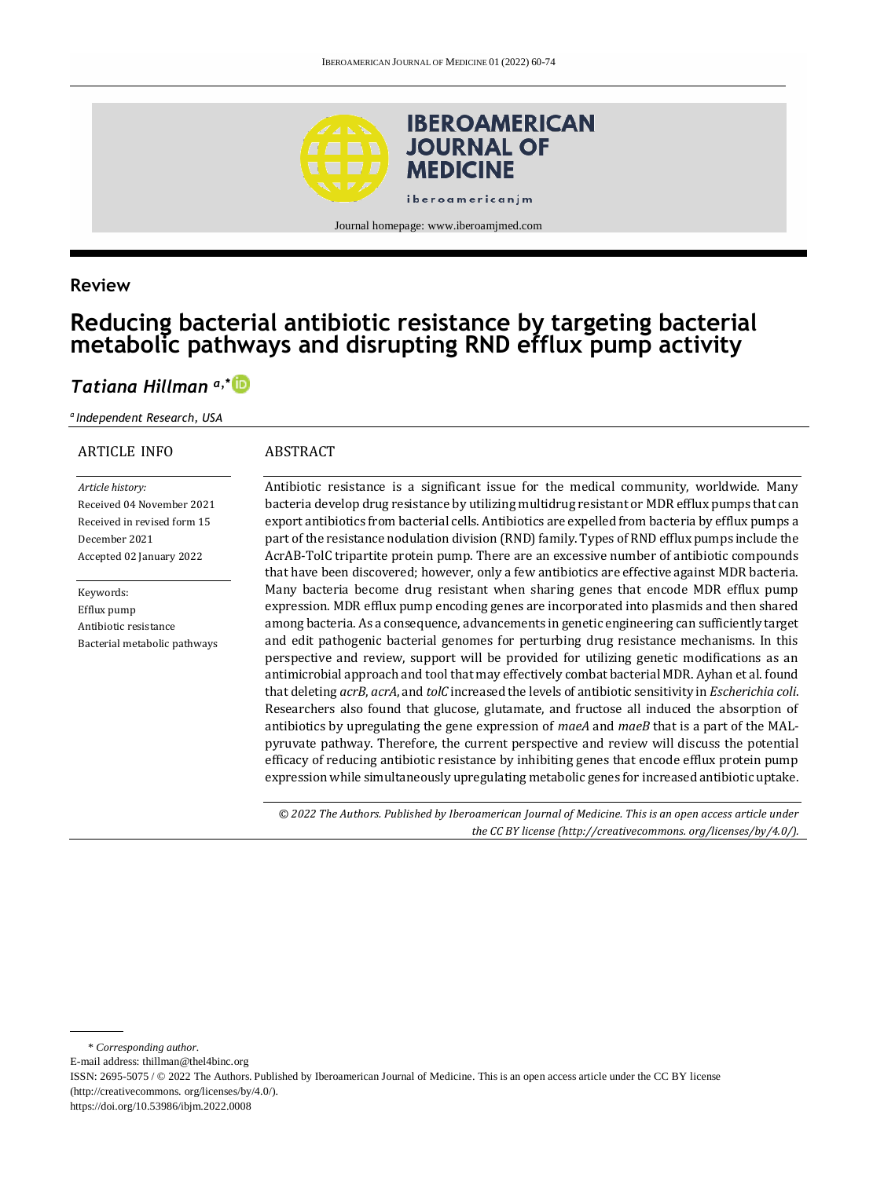Journal homepage: www.iberoamjmed.com

## Review

# Reducing bacterial antibiotic resistance by targeting bacterial metabolic pathways and disrupting RND efflux pump activity

*Tatiana Hillman* [a,*]

[a] *Independent Research, USA*

**ARTICLE INFO**

*Article history:*
Received 04 November 2021
Received in revised form 15 December 2021
Accepted 02 January 2022

Keywords:
Efflux pump
Antibiotic resistance
Bacterial metabolic pathways

**ABSTRACT**

Antibiotic resistance is a significant issue for the medical community, worldwide. Many bacteria develop drug resistance by utilizing multidrug resistant or MDR efflux pumps that can export antibiotics from bacterial cells. Antibiotics are expelled from bacteria by efflux pumps a part of the resistance nodulation division (RND) family. Types of RND efflux pumps include the AcrAB-TolC tripartite protein pump. There are an excessive number of antibiotic compounds that have been discovered; however, only a few antibiotics are effective against MDR bacteria. Many bacteria become drug resistant when sharing genes that encode MDR efflux pump expression. MDR efflux pump encoding genes are incorporated into plasmids and then shared among bacteria. As a consequence, advancements in genetic engineering can sufficiently target and edit pathogenic bacterial genomes for perturbing drug resistance mechanisms. In this perspective and review, support will be provided for utilizing genetic modifications as an antimicrobial approach and tool that may effectively combat bacterial MDR. Ayhan et al. found that deleting *acrB*, *acrA*, and *tolC* increased the levels of antibiotic sensitivity in *Escherichia coli*. Researchers also found that glucose, glutamate, and fructose all induced the absorption of antibiotics by upregulating the gene expression of *maeA* and *maeB* that is a part of the MAL-pyruvate pathway. Therefore, the current perspective and review will discuss the potential efficacy of reducing antibiotic resistance by inhibiting genes that encode efflux protein pump expression while simultaneously upregulating metabolic genes for increased antibiotic uptake.

*© 2022 The Authors. Published by Iberoamerican Journal of Medicine. This is an open access article under the CC BY license (http://creativecommons. org/licenses/by/4.0/).*

\* *Corresponding author.*
E-mail address: thillman@thel4binc.org
ISSN: 2695-5075 / © 2022 The Authors. Published by Iberoamerican Journal of Medicine. This is an open access article under the CC BY license (http://creativecommons. org/licenses/by/4.0/).
https://doi.org/10.53986/ibjm.2022.0008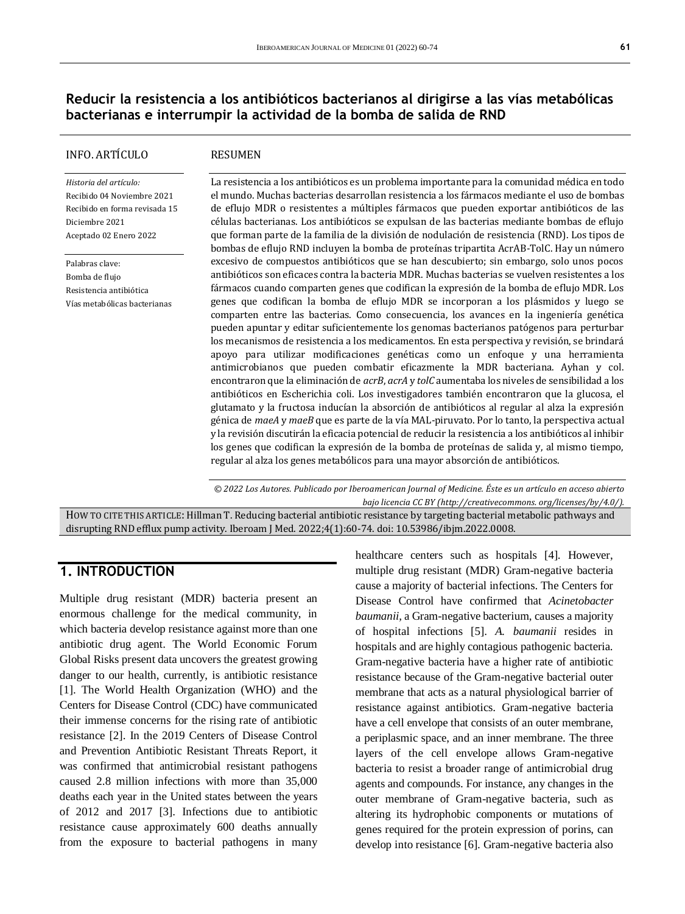# Reducir la resistencia a los antibióticos bacterianos al dirigirse a las vías metabólicas bacterianas e interrumpir la actividad de la bomba de salida de RND

**INFO. ARTÍCULO**

*Historia del artículo:*
Recibido 04 Noviembre 2021
Recibido en forma revisada 15 Diciembre 2021
Aceptado 02 Enero 2022

Palabras clave:
Bomba de flujo
Resistencia antibiótica
Vías metabólicas bacterianas

**RESUMEN**

La resistencia a los antibióticos es un problema importante para la comunidad médica en todo el mundo. Muchas bacterias desarrollan resistencia a los fármacos mediante el uso de bombas de eflujo MDR o resistentes a múltiples fármacos que pueden exportar antibióticos de las células bacterianas. Los antibióticos se expulsan de las bacterias mediante bombas de eflujo que forman parte de la familia de la división de nodulación de resistencia (RND). Los tipos de bombas de eflujo RND incluyen la bomba de proteínas tripartita AcrAB-TolC. Hay un número excesivo de compuestos antibióticos que se han descubierto; sin embargo, solo unos pocos antibióticos son eficaces contra la bacteria MDR. Muchas bacterias se vuelven resistentes a los fármacos cuando comparten genes que codifican la expresión de la bomba de eflujo MDR. Los genes que codifican la bomba de eflujo MDR se incorporan a los plásmidos y luego se comparten entre las bacterias. Como consecuencia, los avances en la ingeniería genética pueden apuntar y editar suficientemente los genomas bacterianos patógenos para perturbar los mecanismos de resistencia a los medicamentos. En esta perspectiva y revisión, se brindará apoyo para utilizar modificaciones genéticas como un enfoque y una herramienta antimicrobianos que pueden combatir eficazmente la MDR bacteriana. Ayhan y col. encontraron que la eliminación de *acrB*, *acrA* y *tolC* aumentaba los niveles de sensibilidad a los antibióticos en Escherichia coli. Los investigadores también encontraron que la glucosa, el glutamato y la fructosa inducían la absorción de antibióticos al regular al alza la expresión génica de *maeA* y *maeB* que es parte de la vía MAL-piruvato. Por lo tanto, la perspectiva actual y la revisión discutirán la eficacia potencial de reducir la resistencia a los antibióticos al inhibir los genes que codifican la expresión de la bomba de proteínas de salida y, al mismo tiempo, regular al alza los genes metabólicos para una mayor absorción de antibióticos.

*© 2022 Los Autores. Publicado por Iberoamerican Journal of Medicine. Éste es un artículo en acceso abierto bajo licencia CC BY (http://creativecommons. org/licenses/by/4.0/).*

HOW TO CITE THIS ARTICLE: Hillman T. Reducing bacterial antibiotic resistance by targeting bacterial metabolic pathways and disrupting RND efflux pump activity. Iberoam J Med. 2022;4(1):60-74. doi: 10.53986/ibjm.2022.0008.

## 1. INTRODUCTION

Multiple drug resistant (MDR) bacteria present an enormous challenge for the medical community, in which bacteria develop resistance against more than one antibiotic drug agent. The World Economic Forum Global Risks present data uncovers the greatest growing danger to our health, currently, is antibiotic resistance [1]. The World Health Organization (WHO) and the Centers for Disease Control (CDC) have communicated their immense concerns for the rising rate of antibiotic resistance [2]. In the 2019 Centers of Disease Control and Prevention Antibiotic Resistant Threats Report, it was confirmed that antimicrobial resistant pathogens caused 2.8 million infections with more than 35,000 deaths each year in the United states between the years of 2012 and 2017 [3]. Infections due to antibiotic resistance cause approximately 600 deaths annually from the exposure to bacterial pathogens in many healthcare centers such as hospitals [4]. However, multiple drug resistant (MDR) Gram-negative bacteria cause a majority of bacterial infections. The Centers for Disease Control have confirmed that *Acinetobacter baumanii*, a Gram-negative bacterium, causes a majority of hospital infections [5]. *A. baumanii* resides in hospitals and are highly contagious pathogenic bacteria. Gram-negative bacteria have a higher rate of antibiotic resistance because of the Gram-negative bacterial outer membrane that acts as a natural physiological barrier of resistance against antibiotics. Gram-negative bacteria have a cell envelope that consists of an outer membrane, a periplasmic space, and an inner membrane. The three layers of the cell envelope allows Gram-negative bacteria to resist a broader range of antimicrobial drug agents and compounds. For instance, any changes in the outer membrane of Gram-negative bacteria, such as altering its hydrophobic components or mutations of genes required for the protein expression of porins, can develop into resistance [6]. Gram-negative bacteria also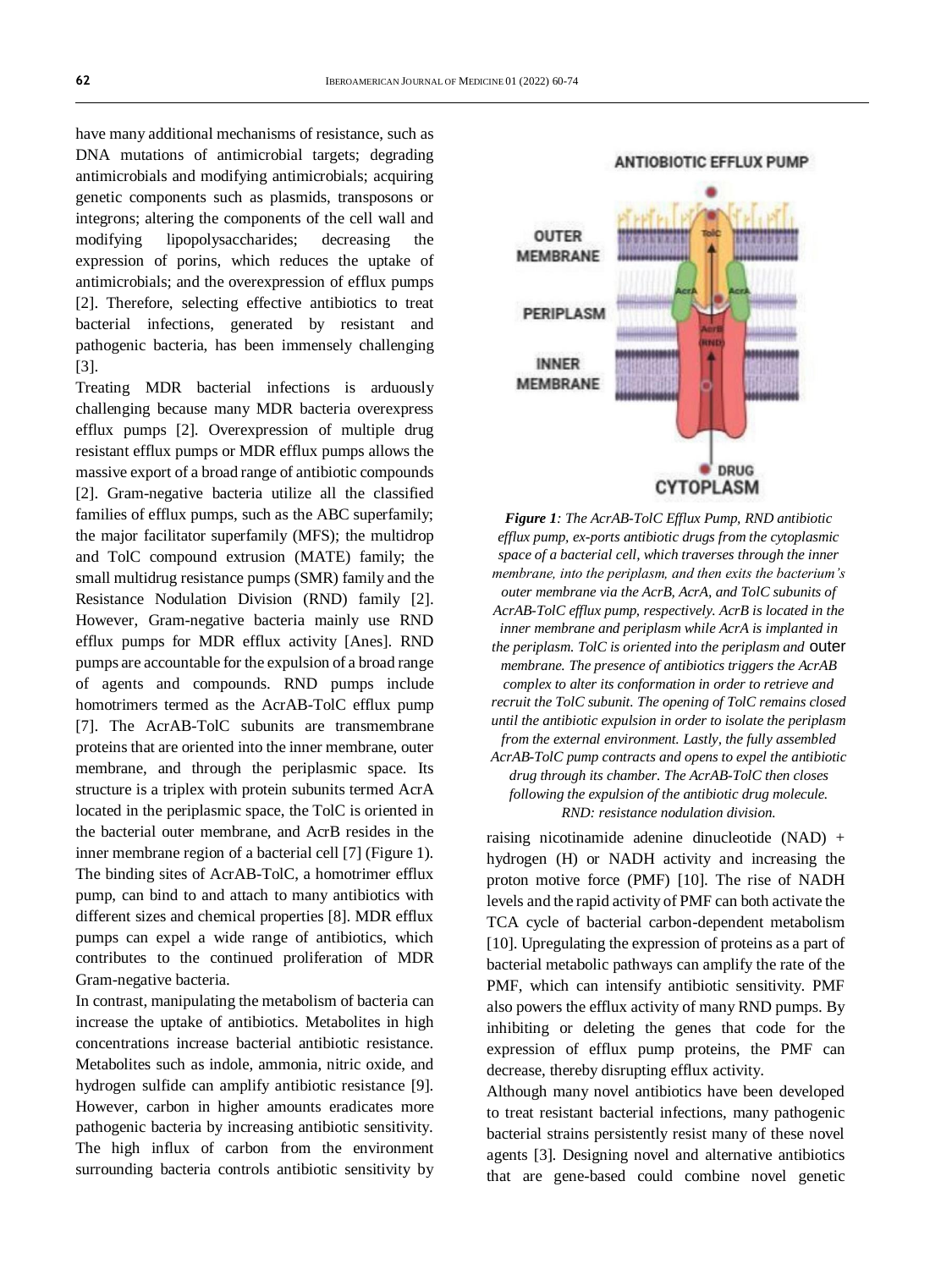have many additional mechanisms of resistance, such as DNA mutations of antimicrobial targets; degrading antimicrobials and modifying antimicrobials; acquiring genetic components such as plasmids, transposons or integrons; altering the components of the cell wall and modifying lipopolysaccharides; decreasing the expression of porins, which reduces the uptake of antimicrobials; and the overexpression of efflux pumps [2]. Therefore, selecting effective antibiotics to treat bacterial infections, generated by resistant and pathogenic bacteria, has been immensely challenging [3].

Treating MDR bacterial infections is arduously challenging because many MDR bacteria overexpress efflux pumps [2]. Overexpression of multiple drug resistant efflux pumps or MDR efflux pumps allows the massive export of a broad range of antibiotic compounds [2]. Gram-negative bacteria utilize all the classified families of efflux pumps, such as the ABC superfamily; the major facilitator superfamily (MFS); the multidrop and TolC compound extrusion (MATE) family; the small multidrug resistance pumps (SMR) family and the Resistance Nodulation Division (RND) family [2]. However, Gram-negative bacteria mainly use RND efflux pumps for MDR efflux activity [Anes]. RND pumps are accountable for the expulsion of a broad range of agents and compounds. RND pumps include homotrimers termed as the AcrAB-TolC efflux pump [7]. The AcrAB-TolC subunits are transmembrane proteins that are oriented into the inner membrane, outer membrane, and through the periplasmic space. Its structure is a triplex with protein subunits termed AcrA located in the periplasmic space, the TolC is oriented in the bacterial outer membrane, and AcrB resides in the inner membrane region of a bacterial cell [7] (Figure 1). The binding sites of AcrAB-TolC, a homotrimer efflux pump, can bind to and attach to many antibiotics with different sizes and chemical properties [8]. MDR efflux pumps can expel a wide range of antibiotics, which contributes to the continued proliferation of MDR Gram-negative bacteria.

In contrast, manipulating the metabolism of bacteria can increase the uptake of antibiotics. Metabolites in high concentrations increase bacterial antibiotic resistance. Metabolites such as indole, ammonia, nitric oxide, and hydrogen sulfide can amplify antibiotic resistance [9]. However, carbon in higher amounts eradicates more pathogenic bacteria by increasing antibiotic sensitivity. The high influx of carbon from the environment surrounding bacteria controls antibiotic sensitivity by raising nicotinamide adenine dinucleotide (NAD) + hydrogen (H) or NADH activity and increasing the proton motive force (PMF) [10]. The rise of NADH levels and the rapid activity of PMF can both activate the TCA cycle of bacterial carbon-dependent metabolism [10]. Upregulating the expression of proteins as a part of bacterial metabolic pathways can amplify the rate of the PMF, which can intensify antibiotic sensitivity. PMF also powers the efflux activity of many RND pumps. By inhibiting or deleting the genes that code for the expression of efflux pump proteins, the PMF can decrease, thereby disrupting efflux activity.

*Figure 1: The AcrAB-TolC Efflux Pump, RND antibiotic efflux pump, ex-ports antibiotic drugs from the cytoplasmic space of a bacterial cell, which traverses through the inner membrane, into the periplasm, and then exits the bacterium's outer membrane via the AcrB, AcrA, and TolC subunits of AcrAB-TolC efflux pump, respectively. AcrB is located in the inner membrane and periplasm while AcrA is implanted in the periplasm. TolC is oriented into the periplasm and outer membrane. The presence of antibiotics triggers the AcrAB complex to alter its conformation in order to retrieve and recruit the TolC subunit. The opening of TolC remains closed until the antibiotic expulsion in order to isolate the periplasm from the external environment. Lastly, the fully assembled AcrAB-TolC pump contracts and opens to expel the antibiotic drug through its chamber. The AcrAB-TolC then closes following the expulsion of the antibiotic drug molecule. RND: resistance nodulation division.*

Although many novel antibiotics have been developed to treat resistant bacterial infections, many pathogenic bacterial strains persistently resist many of these novel agents [3]. Designing novel and alternative antibiotics that are gene-based could combine novel genetic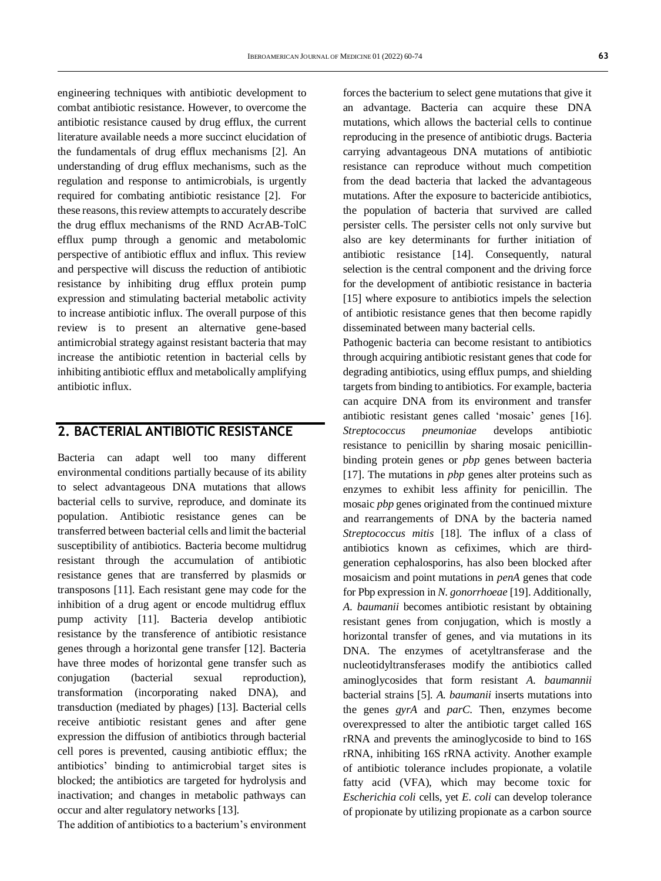engineering techniques with antibiotic development to combat antibiotic resistance. However, to overcome the antibiotic resistance caused by drug efflux, the current literature available needs a more succinct elucidation of the fundamentals of drug efflux mechanisms [2]. An understanding of drug efflux mechanisms, such as the regulation and response to antimicrobials, is urgently required for combating antibiotic resistance [2]. For these reasons, this review attempts to accurately describe the drug efflux mechanisms of the RND AcrAB-TolC efflux pump through a genomic and metabolomic perspective of antibiotic efflux and influx. This review and perspective will discuss the reduction of antibiotic resistance by inhibiting drug efflux protein pump expression and stimulating bacterial metabolic activity to increase antibiotic influx. The overall purpose of this review is to present an alternative gene-based antimicrobial strategy against resistant bacteria that may increase the antibiotic retention in bacterial cells by inhibiting antibiotic efflux and metabolically amplifying antibiotic influx.

## 2. BACTERIAL ANTIBIOTIC RESISTANCE

Bacteria can adapt well too many different environmental conditions partially because of its ability to select advantageous DNA mutations that allows bacterial cells to survive, reproduce, and dominate its population. Antibiotic resistance genes can be transferred between bacterial cells and limit the bacterial susceptibility of antibiotics. Bacteria become multidrug resistant through the accumulation of antibiotic resistance genes that are transferred by plasmids or transposons [11]. Each resistant gene may code for the inhibition of a drug agent or encode multidrug efflux pump activity [11]. Bacteria develop antibiotic resistance by the transference of antibiotic resistance genes through a horizontal gene transfer [12]. Bacteria have three modes of horizontal gene transfer such as conjugation (bacterial sexual reproduction), transformation (incorporating naked DNA), and transduction (mediated by phages) [13]. Bacterial cells receive antibiotic resistant genes and after gene expression the diffusion of antibiotics through bacterial cell pores is prevented, causing antibiotic efflux; the antibiotics' binding to antimicrobial target sites is blocked; the antibiotics are targeted for hydrolysis and inactivation; and changes in metabolic pathways can occur and alter regulatory networks [13].

The addition of antibiotics to a bacterium's environment forces the bacterium to select gene mutations that give it an advantage. Bacteria can acquire these DNA mutations, which allows the bacterial cells to continue reproducing in the presence of antibiotic drugs. Bacteria carrying advantageous DNA mutations of antibiotic resistance can reproduce without much competition from the dead bacteria that lacked the advantageous mutations. After the exposure to bactericide antibiotics, the population of bacteria that survived are called persister cells. The persister cells not only survive but also are key determinants for further initiation of antibiotic resistance [14]. Consequently, natural selection is the central component and the driving force for the development of antibiotic resistance in bacteria [15] where exposure to antibiotics impels the selection of antibiotic resistance genes that then become rapidly disseminated between many bacterial cells.

Pathogenic bacteria can become resistant to antibiotics through acquiring antibiotic resistant genes that code for degrading antibiotics, using efflux pumps, and shielding targets from binding to antibiotics. For example, bacteria can acquire DNA from its environment and transfer antibiotic resistant genes called 'mosaic' genes [16]. *Streptococcus pneumoniae* develops antibiotic resistance to penicillin by sharing mosaic penicillin-binding protein genes or *pbp* genes between bacteria [17]. The mutations in *pbp* genes alter proteins such as enzymes to exhibit less affinity for penicillin. The mosaic *pbp* genes originated from the continued mixture and rearrangements of DNA by the bacteria named *Streptococcus mitis* [18]. The influx of a class of antibiotics known as cefiximes, which are third-generation cephalosporins, has also been blocked after mosaicism and point mutations in *penA* genes that code for Pbp expression in *N. gonorrhoeae* [19]. Additionally, *A. baumanii* becomes antibiotic resistant by obtaining resistant genes from conjugation, which is mostly a horizontal transfer of genes, and via mutations in its DNA. The enzymes of acetyltransferase and the nucleotidyltransferases modify the antibiotics called aminoglycosides that form resistant *A. baumannii* bacterial strains [5]. *A. baumanii* inserts mutations into the genes *gyrA* and *parC*. Then, enzymes become overexpressed to alter the antibiotic target called 16S rRNA and prevents the aminoglycoside to bind to 16S rRNA, inhibiting 16S rRNA activity. Another example of antibiotic tolerance includes propionate, a volatile fatty acid (VFA), which may become toxic for *Escherichia coli* cells, yet *E. coli* can develop tolerance of propionate by utilizing propionate as a carbon source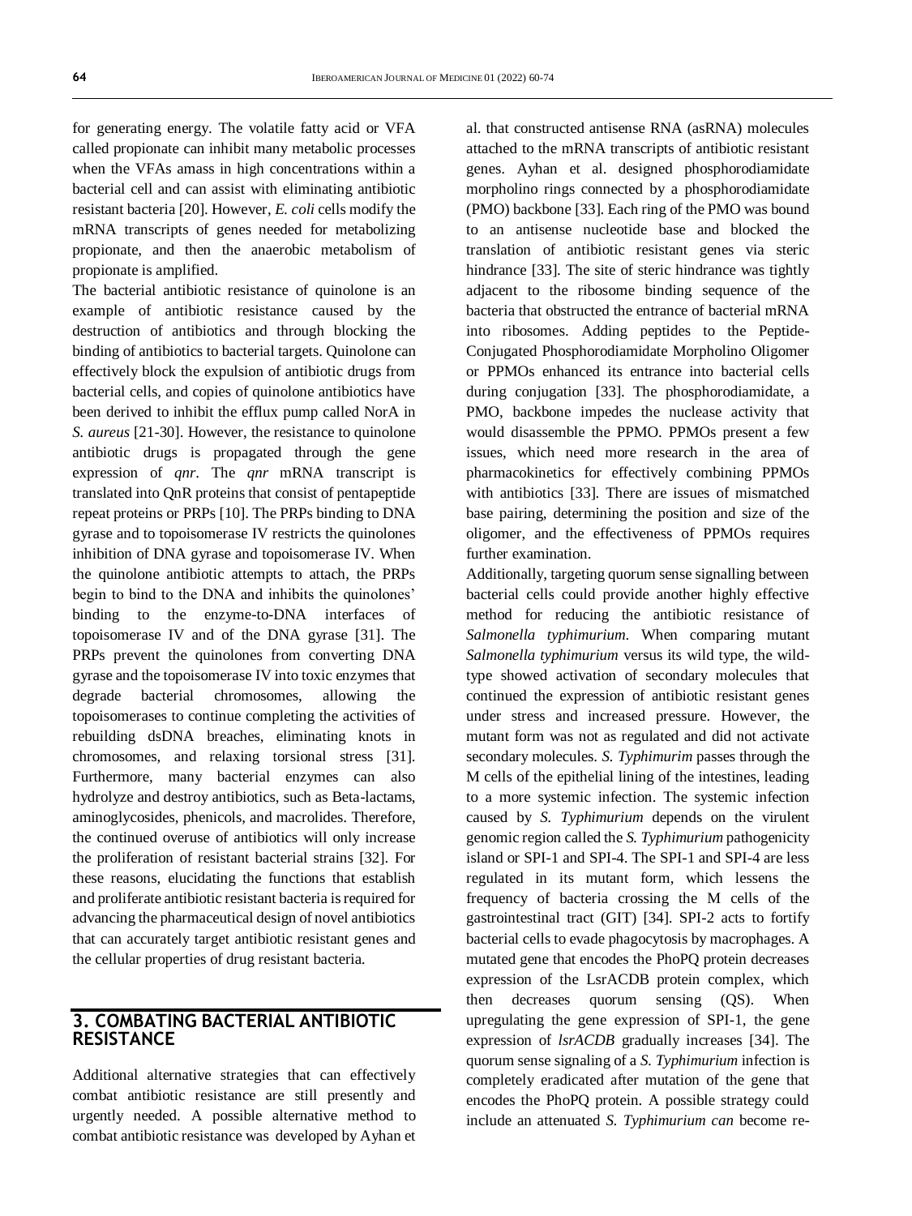for generating energy. The volatile fatty acid or VFA called propionate can inhibit many metabolic processes when the VFAs amass in high concentrations within a bacterial cell and can assist with eliminating antibiotic resistant bacteria [20]. However, *E. coli* cells modify the mRNA transcripts of genes needed for metabolizing propionate, and then the anaerobic metabolism of propionate is amplified.

The bacterial antibiotic resistance of quinolone is an example of antibiotic resistance caused by the destruction of antibiotics and through blocking the binding of antibiotics to bacterial targets. Quinolone can effectively block the expulsion of antibiotic drugs from bacterial cells, and copies of quinolone antibiotics have been derived to inhibit the efflux pump called NorA in *S. aureus* [21-30]. However, the resistance to quinolone antibiotic drugs is propagated through the gene expression of *qnr*. The *qnr* mRNA transcript is translated into QnR proteins that consist of pentapeptide repeat proteins or PRPs [10]. The PRPs binding to DNA gyrase and to topoisomerase IV restricts the quinolones inhibition of DNA gyrase and topoisomerase IV. When the quinolone antibiotic attempts to attach, the PRPs begin to bind to the DNA and inhibits the quinolones' binding to the enzyme-to-DNA interfaces of topoisomerase IV and of the DNA gyrase [31]. The PRPs prevent the quinolones from converting DNA gyrase and the topoisomerase IV into toxic enzymes that degrade bacterial chromosomes, allowing the topoisomerases to continue completing the activities of rebuilding dsDNA breaches, eliminating knots in chromosomes, and relaxing torsional stress [31]. Furthermore, many bacterial enzymes can also hydrolyze and destroy antibiotics, such as Beta-lactams, aminoglycosides, phenicols, and macrolides. Therefore, the continued overuse of antibiotics will only increase the proliferation of resistant bacterial strains [32]. For these reasons, elucidating the functions that establish and proliferate antibiotic resistant bacteria is required for advancing the pharmaceutical design of novel antibiotics that can accurately target antibiotic resistant genes and the cellular properties of drug resistant bacteria.

## 3. COMBATING BACTERIAL ANTIBIOTIC RESISTANCE

Additional alternative strategies that can effectively combat antibiotic resistance are still presently and urgently needed. A possible alternative method to combat antibiotic resistance was developed by Ayhan et al. that constructed antisense RNA (asRNA) molecules attached to the mRNA transcripts of antibiotic resistant genes. Ayhan et al. designed phosphorodiamidate morpholino rings connected by a phosphorodiamidate (PMO) backbone [33]. Each ring of the PMO was bound to an antisense nucleotide base and blocked the translation of antibiotic resistant genes via steric hindrance [33]. The site of steric hindrance was tightly adjacent to the ribosome binding sequence of the bacteria that obstructed the entrance of bacterial mRNA into ribosomes. Adding peptides to the Peptide-Conjugated Phosphorodiamidate Morpholino Oligomer or PPMOs enhanced its entrance into bacterial cells during conjugation [33]. The phosphorodiamidate, a PMO, backbone impedes the nuclease activity that would disassemble the PPMO. PPMOs present a few issues, which need more research in the area of pharmacokinetics for effectively combining PPMOs with antibiotics [33]. There are issues of mismatched base pairing, determining the position and size of the oligomer, and the effectiveness of PPMOs requires further examination.

Additionally, targeting quorum sense signalling between bacterial cells could provide another highly effective method for reducing the antibiotic resistance of *Salmonella typhimurium*. When comparing mutant *Salmonella typhimurium* versus its wild type, the wild-type showed activation of secondary molecules that continued the expression of antibiotic resistant genes under stress and increased pressure. However, the mutant form was not as regulated and did not activate secondary molecules. *S. Typhimurim* passes through the M cells of the epithelial lining of the intestines, leading to a more systemic infection. The systemic infection caused by *S. Typhimurium* depends on the virulent genomic region called the *S. Typhimurium* pathogenicity island or SPI-1 and SPI-4. The SPI-1 and SPI-4 are less regulated in its mutant form, which lessens the frequency of bacteria crossing the M cells of the gastrointestinal tract (GIT) [34]. SPI-2 acts to fortify bacterial cells to evade phagocytosis by macrophages. A mutated gene that encodes the PhoPQ protein decreases expression of the LsrACDB protein complex, which then decreases quorum sensing (QS). When upregulating the gene expression of SPI-1, the gene expression of *lsrACDB* gradually increases [34]. The quorum sense signaling of a *S. Typhimurium* infection is completely eradicated after mutation of the gene that encodes the PhoPQ protein. A possible strategy could include an attenuated *S. Typhimurium can* become re-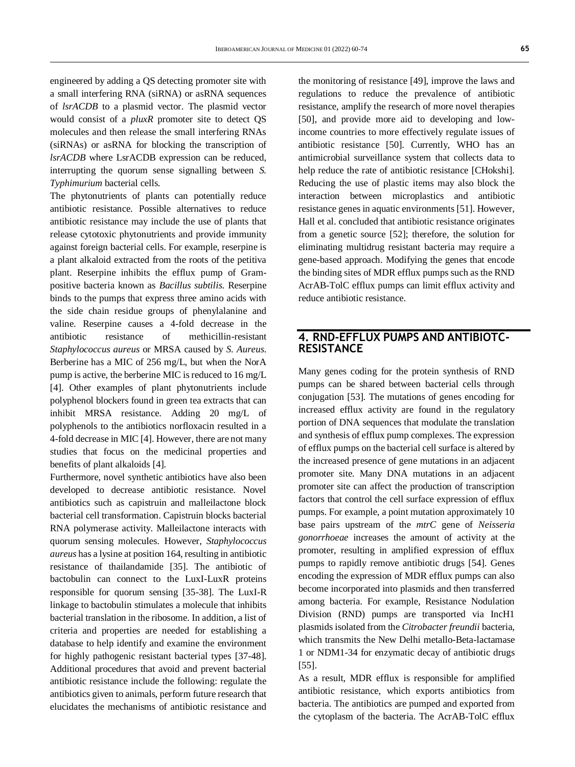engineered by adding a QS detecting promoter site with a small interfering RNA (siRNA) or asRNA sequences of *lsrACDB* to a plasmid vector. The plasmid vector would consist of a *pluxR* promoter site to detect QS molecules and then release the small interfering RNAs (siRNAs) or asRNA for blocking the transcription of *lsrACDB* where LsrACDB expression can be reduced, interrupting the quorum sense signalling between *S. Typhimurium* bacterial cells.

The phytonutrients of plants can potentially reduce antibiotic resistance. Possible alternatives to reduce antibiotic resistance may include the use of plants that release cytotoxic phytonutrients and provide immunity against foreign bacterial cells. For example, reserpine is a plant alkaloid extracted from the roots of the petitiva plant. Reserpine inhibits the efflux pump of Gram-positive bacteria known as *Bacillus subtilis.* Reserpine binds to the pumps that express three amino acids with the side chain residue groups of phenylalanine and valine. Reserpine causes a 4-fold decrease in the antibiotic resistance of methicillin-resistant *Staphylococcus aureus* or MRSA caused by *S. Aureus.* Berberine has a MIC of 256 mg/L, but when the NorA pump is active, the berberine MIC is reduced to 16 mg/L [4]. Other examples of plant phytonutrients include polyphenol blockers found in green tea extracts that can inhibit MRSA resistance. Adding 20 mg/L of polyphenols to the antibiotics norfloxacin resulted in a 4-fold decrease in MIC [4]. However, there are not many studies that focus on the medicinal properties and benefits of plant alkaloids [4].

Furthermore, novel synthetic antibiotics have also been developed to decrease antibiotic resistance. Novel antibiotics such as capistruin and malleilactone block bacterial cell transformation. Capistruin blocks bacterial RNA polymerase activity. Malleilactone interacts with quorum sensing molecules. However, *Staphylococcus aureus* has a lysine at position 164, resulting in antibiotic resistance of thailandamide [35]. The antibiotic of bactobulin can connect to the LuxI-LuxR proteins responsible for quorum sensing [35-38]. The LuxI-R linkage to bactobulin stimulates a molecule that inhibits bacterial translation in the ribosome. In addition, a list of criteria and properties are needed for establishing a database to help identify and examine the environment for highly pathogenic resistant bacterial types [37-48]. Additional procedures that avoid and prevent bacterial antibiotic resistance include the following: regulate the antibiotics given to animals, perform future research that elucidates the mechanisms of antibiotic resistance and the monitoring of resistance [49], improve the laws and regulations to reduce the prevalence of antibiotic resistance, amplify the research of more novel therapies [50], and provide more aid to developing and low-income countries to more effectively regulate issues of antibiotic resistance [50]. Currently, WHO has an antimicrobial surveillance system that collects data to help reduce the rate of antibiotic resistance [CHokshi]. Reducing the use of plastic items may also block the interaction between microplastics and antibiotic resistance genes in aquatic environments [51]. However, Hall et al. concluded that antibiotic resistance originates from a genetic source [52]; therefore, the solution for eliminating multidrug resistant bacteria may require a gene-based approach. Modifying the genes that encode the binding sites of MDR efflux pumps such as the RND AcrAB-TolC efflux pumps can limit efflux activity and reduce antibiotic resistance.

## 4. RND-EFFLUX PUMPS AND ANTIBIOTC-RESISTANCE

Many genes coding for the protein synthesis of RND pumps can be shared between bacterial cells through conjugation [53]. The mutations of genes encoding for increased efflux activity are found in the regulatory portion of DNA sequences that modulate the translation and synthesis of efflux pump complexes. The expression of efflux pumps on the bacterial cell surface is altered by the increased presence of gene mutations in an adjacent promoter site. Many DNA mutations in an adjacent promoter site can affect the production of transcription factors that control the cell surface expression of efflux pumps. For example, a point mutation approximately 10 base pairs upstream of the *mtrC* gene of *Neisseria gonorrhoeae* increases the amount of activity at the promoter, resulting in amplified expression of efflux pumps to rapidly remove antibiotic drugs [54]. Genes encoding the expression of MDR efflux pumps can also become incorporated into plasmids and then transferred among bacteria. For example, Resistance Nodulation Division (RND) pumps are transported via IncH1 plasmids isolated from the *Citrobacter freundii* bacteria, which transmits the New Delhi metallo-Beta-lactamase 1 or NDM1-34 for enzymatic decay of antibiotic drugs [55].

As a result, MDR efflux is responsible for amplified antibiotic resistance, which exports antibiotics from bacteria. The antibiotics are pumped and exported from the cytoplasm of the bacteria. The AcrAB-TolC efflux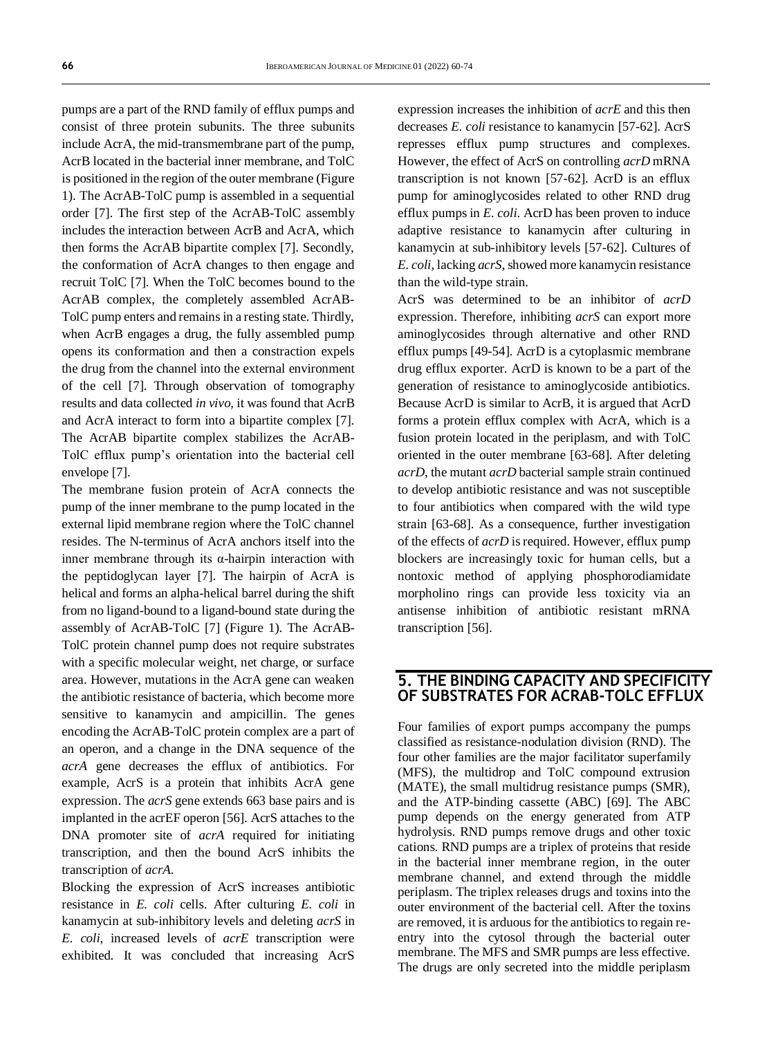pumps are a part of the RND family of efflux pumps and consist of three protein subunits. The three subunits include AcrA, the mid-transmembrane part of the pump, AcrB located in the bacterial inner membrane, and TolC is positioned in the region of the outer membrane (Figure 1). The AcrAB-TolC pump is assembled in a sequential order [7]. The first step of the AcrAB-TolC assembly includes the interaction between AcrB and AcrA, which then forms the AcrAB bipartite complex [7]. Secondly, the conformation of AcrA changes to then engage and recruit TolC [7]. When the TolC becomes bound to the AcrAB complex, the completely assembled AcrAB-TolC pump enters and remains in a resting state. Thirdly, when AcrB engages a drug, the fully assembled pump opens its conformation and then a constraction expels the drug from the channel into the external environment of the cell [7]. Through observation of tomography results and data collected *in vivo*, it was found that AcrB and AcrA interact to form into a bipartite complex [7]. The AcrAB bipartite complex stabilizes the AcrAB-TolC efflux pump's orientation into the bacterial cell envelope [7].

The membrane fusion protein of AcrA connects the pump of the inner membrane to the pump located in the external lipid membrane region where the TolC channel resides. The N-terminus of AcrA anchors itself into the inner membrane through its α-hairpin interaction with the peptidoglycan layer [7]. The hairpin of AcrA is helical and forms an alpha-helical barrel during the shift from no ligand-bound to a ligand-bound state during the assembly of AcrAB-TolC [7] (Figure 1). The AcrAB-TolC protein channel pump does not require substrates with a specific molecular weight, net charge, or surface area. However, mutations in the AcrA gene can weaken the antibiotic resistance of bacteria, which become more sensitive to kanamycin and ampicillin. The genes encoding the AcrAB-TolC protein complex are a part of an operon, and a change in the DNA sequence of the *acrA* gene decreases the efflux of antibiotics. For example, AcrS is a protein that inhibits AcrA gene expression. The *acrS* gene extends 663 base pairs and is implanted in the acrEF operon [56]. AcrS attaches to the DNA promoter site of *acrA* required for initiating transcription, and then the bound AcrS inhibits the transcription of *acrA*.

Blocking the expression of AcrS increases antibiotic resistance in *E. coli* cells. After culturing *E. coli* in kanamycin at sub-inhibitory levels and deleting *acrS* in *E. coli*, increased levels of *acrE* transcription were exhibited. It was concluded that increasing AcrS expression increases the inhibition of *acrE* and this then decreases *E. coli* resistance to kanamycin [57-62]. AcrS represses efflux pump structures and complexes. However, the effect of AcrS on controlling *acrD* mRNA transcription is not known [57-62]. AcrD is an efflux pump for aminoglycosides related to other RND drug efflux pumps in *E. coli*. AcrD has been proven to induce adaptive resistance to kanamycin after culturing in kanamycin at sub-inhibitory levels [57-62]. Cultures of *E. coli*, lacking *acrS*, showed more kanamycin resistance than the wild-type strain.

AcrS was determined to be an inhibitor of *acrD* expression. Therefore, inhibiting *acrS* can export more aminoglycosides through alternative and other RND efflux pumps [49-54]. AcrD is a cytoplasmic membrane drug efflux exporter. AcrD is known to be a part of the generation of resistance to aminoglycoside antibiotics. Because AcrD is similar to AcrB, it is argued that AcrD forms a protein efflux complex with AcrA, which is a fusion protein located in the periplasm, and with TolC oriented in the outer membrane [63-68]. After deleting *acrD*, the mutant *acrD* bacterial sample strain continued to develop antibiotic resistance and was not susceptible to four antibiotics when compared with the wild type strain [63-68]. As a consequence, further investigation of the effects of *acrD* is required. However, efflux pump blockers are increasingly toxic for human cells, but a nontoxic method of applying phosphorodiamidate morpholino rings can provide less toxicity via an antisense inhibition of antibiotic resistant mRNA transcription [56].

## 5. THE BINDING CAPACITY AND SPECIFICITY OF SUBSTRATES FOR ACRAB-TOLC EFFLUX

Four families of export pumps accompany the pumps classified as resistance-nodulation division (RND). The four other families are the major facilitator superfamily (MFS), the multidrop and TolC compound extrusion (MATE), the small multidrug resistance pumps (SMR), and the ATP-binding cassette (ABC) [69]. The ABC pump depends on the energy generated from ATP hydrolysis. RND pumps remove drugs and other toxic cations. RND pumps are a triplex of proteins that reside in the bacterial inner membrane region, in the outer membrane channel, and extend through the middle periplasm. The triplex releases drugs and toxins into the outer environment of the bacterial cell. After the toxins are removed, it is arduous for the antibiotics to regain re-entry into the cytosol through the bacterial outer membrane. The MFS and SMR pumps are less effective. The drugs are only secreted into the middle periplasm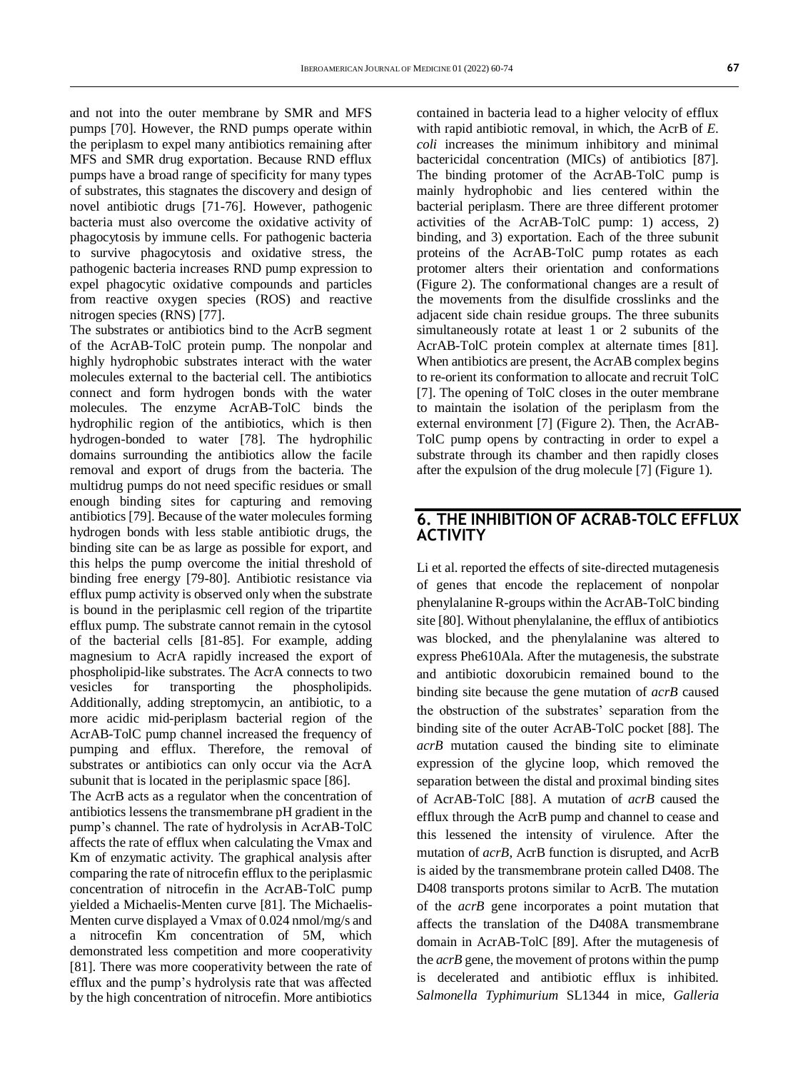and not into the outer membrane by SMR and MFS pumps [70]. However, the RND pumps operate within the periplasm to expel many antibiotics remaining after MFS and SMR drug exportation. Because RND efflux pumps have a broad range of specificity for many types of substrates, this stagnates the discovery and design of novel antibiotic drugs [71-76]. However, pathogenic bacteria must also overcome the oxidative activity of phagocytosis by immune cells. For pathogenic bacteria to survive phagocytosis and oxidative stress, the pathogenic bacteria increases RND pump expression to expel phagocytic oxidative compounds and particles from reactive oxygen species (ROS) and reactive nitrogen species (RNS) [77].

The substrates or antibiotics bind to the AcrB segment of the AcrAB-TolC protein pump. The nonpolar and highly hydrophobic substrates interact with the water molecules external to the bacterial cell. The antibiotics connect and form hydrogen bonds with the water molecules. The enzyme AcrAB-TolC binds the hydrophilic region of the antibiotics, which is then hydrogen-bonded to water [78]. The hydrophilic domains surrounding the antibiotics allow the facile removal and export of drugs from the bacteria. The multidrug pumps do not need specific residues or small enough binding sites for capturing and removing antibiotics [79]. Because of the water molecules forming hydrogen bonds with less stable antibiotic drugs, the binding site can be as large as possible for export, and this helps the pump overcome the initial threshold of binding free energy [79-80]. Antibiotic resistance via efflux pump activity is observed only when the substrate is bound in the periplasmic cell region of the tripartite efflux pump. The substrate cannot remain in the cytosol of the bacterial cells [81-85]. For example, adding magnesium to AcrA rapidly increased the export of phospholipid-like substrates. The AcrA connects to two vesicles for transporting the phospholipids. Additionally, adding streptomycin, an antibiotic, to a more acidic mid-periplasm bacterial region of the AcrAB-TolC pump channel increased the frequency of pumping and efflux. Therefore, the removal of substrates or antibiotics can only occur via the AcrA subunit that is located in the periplasmic space [86].

The AcrB acts as a regulator when the concentration of antibiotics lessens the transmembrane pH gradient in the pump's channel. The rate of hydrolysis in AcrAB-TolC affects the rate of efflux when calculating the Vmax and Km of enzymatic activity. The graphical analysis after comparing the rate of nitrocefin efflux to the periplasmic concentration of nitrocefin in the AcrAB-TolC pump yielded a Michaelis-Menten curve [81]. The Michaelis-Menten curve displayed a Vmax of 0.024 nmol/mg/s and a nitrocefin Km concentration of 5M, which demonstrated less competition and more cooperativity [81]. There was more cooperativity between the rate of efflux and the pump's hydrolysis rate that was affected by the high concentration of nitrocefin. More antibiotics contained in bacteria lead to a higher velocity of efflux with rapid antibiotic removal, in which, the AcrB of *E. coli* increases the minimum inhibitory and minimal bactericidal concentration (MICs) of antibiotics [87]. The binding protomer of the AcrAB-TolC pump is mainly hydrophobic and lies centered within the bacterial periplasm. There are three different protomer activities of the AcrAB-TolC pump: 1) access, 2) binding, and 3) exportation. Each of the three subunit proteins of the AcrAB-TolC pump rotates as each protomer alters their orientation and conformations (Figure 2). The conformational changes are a result of the movements from the disulfide crosslinks and the adjacent side chain residue groups. The three subunits simultaneously rotate at least 1 or 2 subunits of the AcrAB-TolC protein complex at alternate times [81]. When antibiotics are present, the AcrAB complex begins to re-orient its conformation to allocate and recruit TolC [7]. The opening of TolC closes in the outer membrane to maintain the isolation of the periplasm from the external environment [7] (Figure 2). Then, the AcrAB-TolC pump opens by contracting in order to expel a substrate through its chamber and then rapidly closes after the expulsion of the drug molecule [7] (Figure 1).

## 6. THE INHIBITION OF ACRAB-TOLC EFFLUX ACTIVITY

Li et al. reported the effects of site-directed mutagenesis of genes that encode the replacement of nonpolar phenylalanine R-groups within the AcrAB-TolC binding site [80]. Without phenylalanine, the efflux of antibiotics was blocked, and the phenylalanine was altered to express Phe610Ala. After the mutagenesis, the substrate and antibiotic doxorubicin remained bound to the binding site because the gene mutation of *acrB* caused the obstruction of the substrates' separation from the binding site of the outer AcrAB-TolC pocket [88]. The *acrB* mutation caused the binding site to eliminate expression of the glycine loop, which removed the separation between the distal and proximal binding sites of AcrAB-TolC [88]. A mutation of *acrB* caused the efflux through the AcrB pump and channel to cease and this lessened the intensity of virulence. After the mutation of *acrB*, AcrB function is disrupted, and AcrB is aided by the transmembrane protein called D408. The D408 transports protons similar to AcrB. The mutation of the *acrB* gene incorporates a point mutation that affects the translation of the D408A transmembrane domain in AcrAB-TolC [89]. After the mutagenesis of the *acrB* gene, the movement of protons within the pump is decelerated and antibiotic efflux is inhibited. *Salmonella Typhimurium* SL1344 in mice, *Galleria*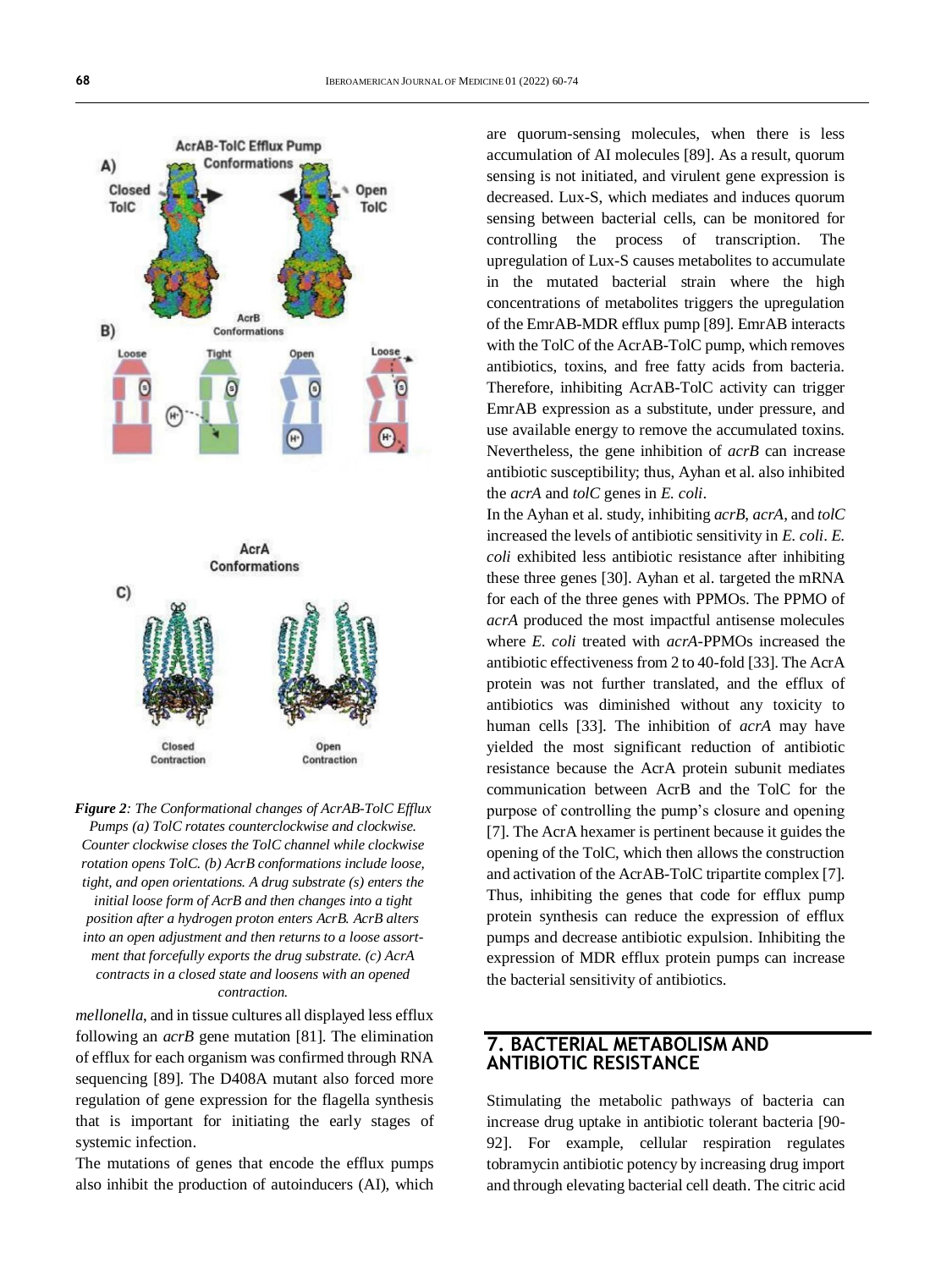*Figure 2: The Conformational changes of AcrAB-TolC Efflux Pumps (a) TolC rotates counterclockwise and clockwise. Counter clockwise closes the TolC channel while clockwise rotation opens TolC. (b) AcrB conformations include loose, tight, and open orientations. A drug substrate (s) enters the initial loose form of AcrB and then changes into a tight position after a hydrogen proton enters AcrB. AcrB alters into an open adjustment and then returns to a loose assortment that forcefully exports the drug substrate. (c) AcrA contracts in a closed state and loosens with an opened contraction.*

*mellonella*, and in tissue cultures all displayed less efflux following an *acrB* gene mutation [81]. The elimination of efflux for each organism was confirmed through RNA sequencing [89]. The D408A mutant also forced more regulation of gene expression for the flagella synthesis that is important for initiating the early stages of systemic infection.

The mutations of genes that encode the efflux pumps also inhibit the production of autoinducers (AI), which are quorum-sensing molecules, when there is less accumulation of AI molecules [89]. As a result, quorum sensing is not initiated, and virulent gene expression is decreased. Lux-S, which mediates and induces quorum sensing between bacterial cells, can be monitored for controlling the process of transcription. The upregulation of Lux-S causes metabolites to accumulate in the mutated bacterial strain where the high concentrations of metabolites triggers the upregulation of the EmrAB-MDR efflux pump [89]. EmrAB interacts with the TolC of the AcrAB-TolC pump, which removes antibiotics, toxins, and free fatty acids from bacteria. Therefore, inhibiting AcrAB-TolC activity can trigger EmrAB expression as a substitute, under pressure, and use available energy to remove the accumulated toxins. Nevertheless, the gene inhibition of *acrB* can increase antibiotic susceptibility; thus, Ayhan et al. also inhibited the *acrA* and *tolC* genes in *E. coli*.

In the Ayhan et al. study, inhibiting *acrB*, *acrA*, and *tolC* increased the levels of antibiotic sensitivity in *E. coli*. *E. coli* exhibited less antibiotic resistance after inhibiting these three genes [30]. Ayhan et al. targeted the mRNA for each of the three genes with PPMOs. The PPMO of *acrA* produced the most impactful antisense molecules where *E. coli* treated with *acrA*-PPMOs increased the antibiotic effectiveness from 2 to 40-fold [33]. The AcrA protein was not further translated, and the efflux of antibiotics was diminished without any toxicity to human cells [33]. The inhibition of *acrA* may have yielded the most significant reduction of antibiotic resistance because the AcrA protein subunit mediates communication between AcrB and the TolC for the purpose of controlling the pump's closure and opening [7]. The AcrA hexamer is pertinent because it guides the opening of the TolC, which then allows the construction and activation of the AcrAB-TolC tripartite complex [7]. Thus, inhibiting the genes that code for efflux pump protein synthesis can reduce the expression of efflux pumps and decrease antibiotic expulsion. Inhibiting the expression of MDR efflux protein pumps can increase the bacterial sensitivity of antibiotics.

## 7. BACTERIAL METABOLISM AND ANTIBIOTIC RESISTANCE

Stimulating the metabolic pathways of bacteria can increase drug uptake in antibiotic tolerant bacteria [90-92]. For example, cellular respiration regulates tobramycin antibiotic potency by increasing drug import and through elevating bacterial cell death. The citric acid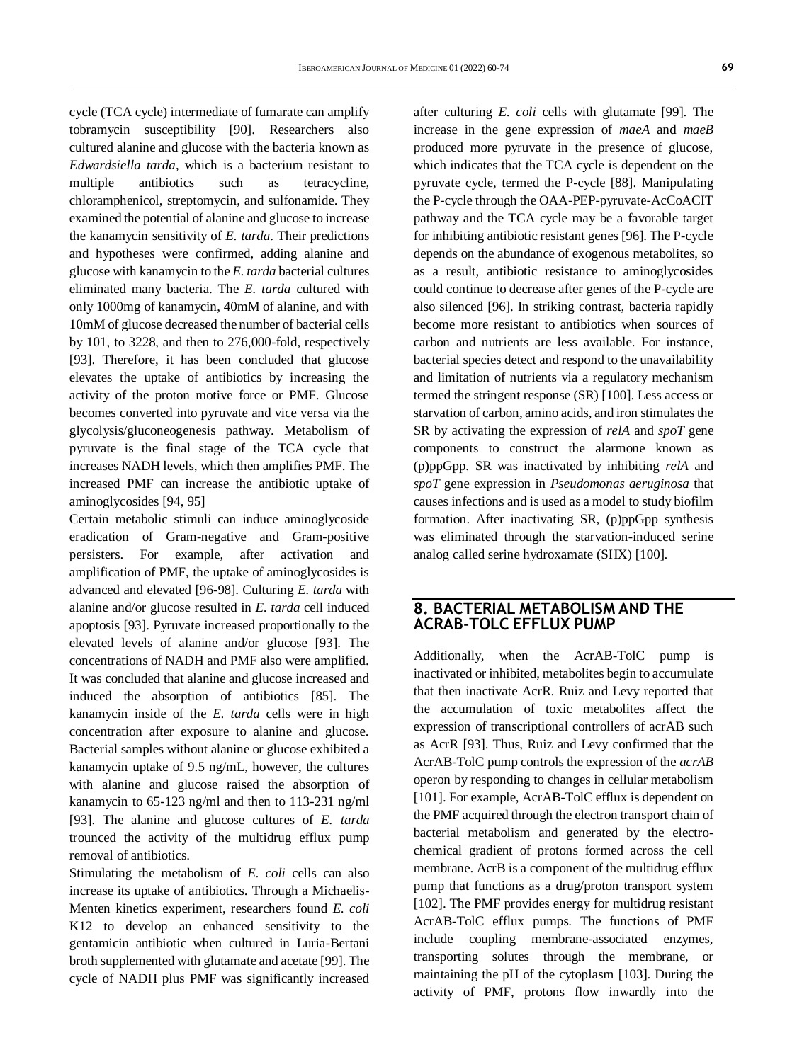cycle (TCA cycle) intermediate of fumarate can amplify tobramycin susceptibility [90]. Researchers also cultured alanine and glucose with the bacteria known as *Edwardsiella tarda*, which is a bacterium resistant to multiple antibiotics such as tetracycline, chloramphenicol, streptomycin, and sulfonamide. They examined the potential of alanine and glucose to increase the kanamycin sensitivity of *E. tarda*. Their predictions and hypotheses were confirmed, adding alanine and glucose with kanamycin to the *E. tarda* bacterial cultures eliminated many bacteria. The *E. tarda* cultured with only 1000mg of kanamycin, 40mM of alanine, and with 10mM of glucose decreased the number of bacterial cells by 101, to 3228, and then to 276,000-fold, respectively [93]. Therefore, it has been concluded that glucose elevates the uptake of antibiotics by increasing the activity of the proton motive force or PMF. Glucose becomes converted into pyruvate and vice versa via the glycolysis/gluconeogenesis pathway. Metabolism of pyruvate is the final stage of the TCA cycle that increases NADH levels, which then amplifies PMF. The increased PMF can increase the antibiotic uptake of aminoglycosides [94, 95]

Certain metabolic stimuli can induce aminoglycoside eradication of Gram-negative and Gram-positive persisters. For example, after activation and amplification of PMF, the uptake of aminoglycosides is advanced and elevated [96-98]. Culturing *E. tarda* with alanine and/or glucose resulted in *E. tarda* cell induced apoptosis [93]. Pyruvate increased proportionally to the elevated levels of alanine and/or glucose [93]. The concentrations of NADH and PMF also were amplified. It was concluded that alanine and glucose increased and induced the absorption of antibiotics [85]. The kanamycin inside of the *E. tarda* cells were in high concentration after exposure to alanine and glucose. Bacterial samples without alanine or glucose exhibited a kanamycin uptake of 9.5 ng/mL, however, the cultures with alanine and glucose raised the absorption of kanamycin to 65-123 ng/ml and then to 113-231 ng/ml [93]. The alanine and glucose cultures of *E. tarda* trounced the activity of the multidrug efflux pump removal of antibiotics.

Stimulating the metabolism of *E. coli* cells can also increase its uptake of antibiotics. Through a Michaelis-Menten kinetics experiment, researchers found *E. coli* K12 to develop an enhanced sensitivity to the gentamicin antibiotic when cultured in Luria-Bertani broth supplemented with glutamate and acetate [99]. The cycle of NADH plus PMF was significantly increased after culturing *E. coli* cells with glutamate [99]. The increase in the gene expression of *maeA* and *maeB* produced more pyruvate in the presence of glucose, which indicates that the TCA cycle is dependent on the pyruvate cycle, termed the P-cycle [88]. Manipulating the P-cycle through the OAA-PEP-pyruvate-AcCoACIT pathway and the TCA cycle may be a favorable target for inhibiting antibiotic resistant genes [96]. The P-cycle depends on the abundance of exogenous metabolites, so as a result, antibiotic resistance to aminoglycosides could continue to decrease after genes of the P-cycle are also silenced [96]. In striking contrast, bacteria rapidly become more resistant to antibiotics when sources of carbon and nutrients are less available. For instance, bacterial species detect and respond to the unavailability and limitation of nutrients via a regulatory mechanism termed the stringent response (SR) [100]. Less access or starvation of carbon, amino acids, and iron stimulates the SR by activating the expression of *relA* and *spoT* gene components to construct the alarmone known as (p)ppGpp. SR was inactivated by inhibiting *relA* and *spoT* gene expression in *Pseudomonas aeruginosa* that causes infections and is used as a model to study biofilm formation. After inactivating SR, (p)ppGpp synthesis was eliminated through the starvation-induced serine analog called serine hydroxamate (SHX) [100].

## 8. BACTERIAL METABOLISM AND THE ACRAB-TOLC EFFLUX PUMP

Additionally, when the AcrAB-TolC pump is inactivated or inhibited, metabolites begin to accumulate that then inactivate AcrR. Ruiz and Levy reported that the accumulation of toxic metabolites affect the expression of transcriptional controllers of acrAB such as AcrR [93]. Thus, Ruiz and Levy confirmed that the AcrAB-TolC pump controls the expression of the *acrAB* operon by responding to changes in cellular metabolism [101]. For example, AcrAB-TolC efflux is dependent on the PMF acquired through the electron transport chain of bacterial metabolism and generated by the electro-chemical gradient of protons formed across the cell membrane. AcrB is a component of the multidrug efflux pump that functions as a drug/proton transport system [102]. The PMF provides energy for multidrug resistant AcrAB-TolC efflux pumps. The functions of PMF include coupling membrane-associated enzymes, transporting solutes through the membrane, or maintaining the pH of the cytoplasm [103]. During the activity of PMF, protons flow inwardly into the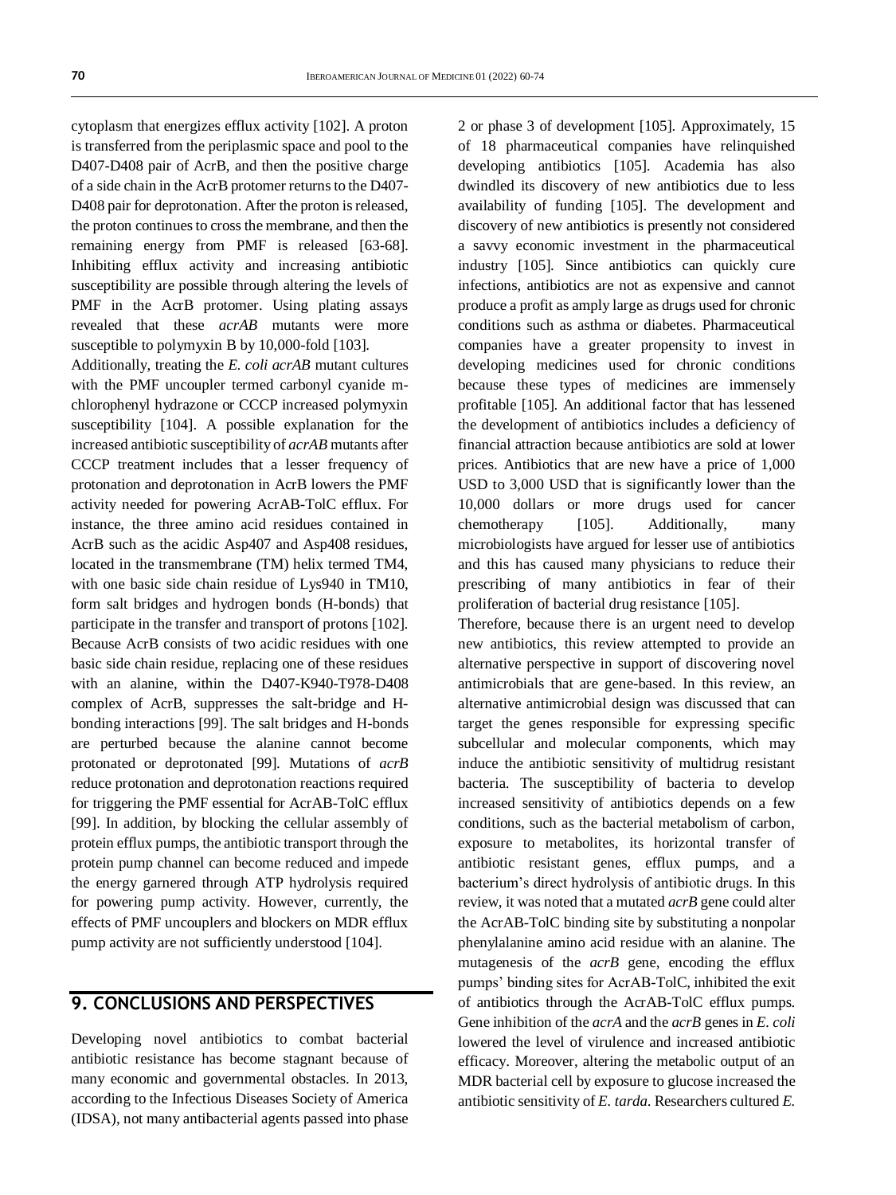cytoplasm that energizes efflux activity [102]. A proton is transferred from the periplasmic space and pool to the D407-D408 pair of AcrB, and then the positive charge of a side chain in the AcrB protomer returns to the D407-D408 pair for deprotonation. After the proton is released, the proton continues to cross the membrane, and then the remaining energy from PMF is released [63-68]. Inhibiting efflux activity and increasing antibiotic susceptibility are possible through altering the levels of PMF in the AcrB protomer. Using plating assays revealed that these *acrAB* mutants were more susceptible to polymyxin B by 10,000-fold [103].

Additionally, treating the *E. coli acrAB* mutant cultures with the PMF uncoupler termed carbonyl cyanide m-chlorophenyl hydrazone or CCCP increased polymyxin susceptibility [104]. A possible explanation for the increased antibiotic susceptibility of *acrAB* mutants after CCCP treatment includes that a lesser frequency of protonation and deprotonation in AcrB lowers the PMF activity needed for powering AcrAB-TolC efflux. For instance, the three amino acid residues contained in AcrB such as the acidic Asp407 and Asp408 residues, located in the transmembrane (TM) helix termed TM4, with one basic side chain residue of Lys940 in TM10, form salt bridges and hydrogen bonds (H-bonds) that participate in the transfer and transport of protons [102]. Because AcrB consists of two acidic residues with one basic side chain residue, replacing one of these residues with an alanine, within the D407-K940-T978-D408 complex of AcrB, suppresses the salt-bridge and H-bonding interactions [99]. The salt bridges and H-bonds are perturbed because the alanine cannot become protonated or deprotonated [99]. Mutations of *acrB* reduce protonation and deprotonation reactions required for triggering the PMF essential for AcrAB-TolC efflux [99]. In addition, by blocking the cellular assembly of protein efflux pumps, the antibiotic transport through the protein pump channel can become reduced and impede the energy garnered through ATP hydrolysis required for powering pump activity. However, currently, the effects of PMF uncouplers and blockers on MDR efflux pump activity are not sufficiently understood [104].

## 9. CONCLUSIONS AND PERSPECTIVES

Developing novel antibiotics to combat bacterial antibiotic resistance has become stagnant because of many economic and governmental obstacles. In 2013, according to the Infectious Diseases Society of America (IDSA), not many antibacterial agents passed into phase 2 or phase 3 of development [105]. Approximately, 15 of 18 pharmaceutical companies have relinquished developing antibiotics [105]. Academia has also dwindled its discovery of new antibiotics due to less availability of funding [105]. The development and discovery of new antibiotics is presently not considered a savvy economic investment in the pharmaceutical industry [105]. Since antibiotics can quickly cure infections, antibiotics are not as expensive and cannot produce a profit as amply large as drugs used for chronic conditions such as asthma or diabetes. Pharmaceutical companies have a greater propensity to invest in developing medicines used for chronic conditions because these types of medicines are immensely profitable [105]. An additional factor that has lessened the development of antibiotics includes a deficiency of financial attraction because antibiotics are sold at lower prices. Antibiotics that are new have a price of 1,000 USD to 3,000 USD that is significantly lower than the 10,000 dollars or more drugs used for cancer chemotherapy [105]. Additionally, many microbiologists have argued for lesser use of antibiotics and this has caused many physicians to reduce their prescribing of many antibiotics in fear of their proliferation of bacterial drug resistance [105].

Therefore, because there is an urgent need to develop new antibiotics, this review attempted to provide an alternative perspective in support of discovering novel antimicrobials that are gene-based. In this review, an alternative antimicrobial design was discussed that can target the genes responsible for expressing specific subcellular and molecular components, which may induce the antibiotic sensitivity of multidrug resistant bacteria. The susceptibility of bacteria to develop increased sensitivity of antibiotics depends on a few conditions, such as the bacterial metabolism of carbon, exposure to metabolites, its horizontal transfer of antibiotic resistant genes, efflux pumps, and a bacterium's direct hydrolysis of antibiotic drugs. In this review, it was noted that a mutated *acrB* gene could alter the AcrAB-TolC binding site by substituting a nonpolar phenylalanine amino acid residue with an alanine. The mutagenesis of the *acrB* gene, encoding the efflux pumps' binding sites for AcrAB-TolC, inhibited the exit of antibiotics through the AcrAB-TolC efflux pumps. Gene inhibition of the *acrA* and the *acrB* genes in *E. coli* lowered the level of virulence and increased antibiotic efficacy. Moreover, altering the metabolic output of an MDR bacterial cell by exposure to glucose increased the antibiotic sensitivity of *E. tarda*. Researchers cultured *E.*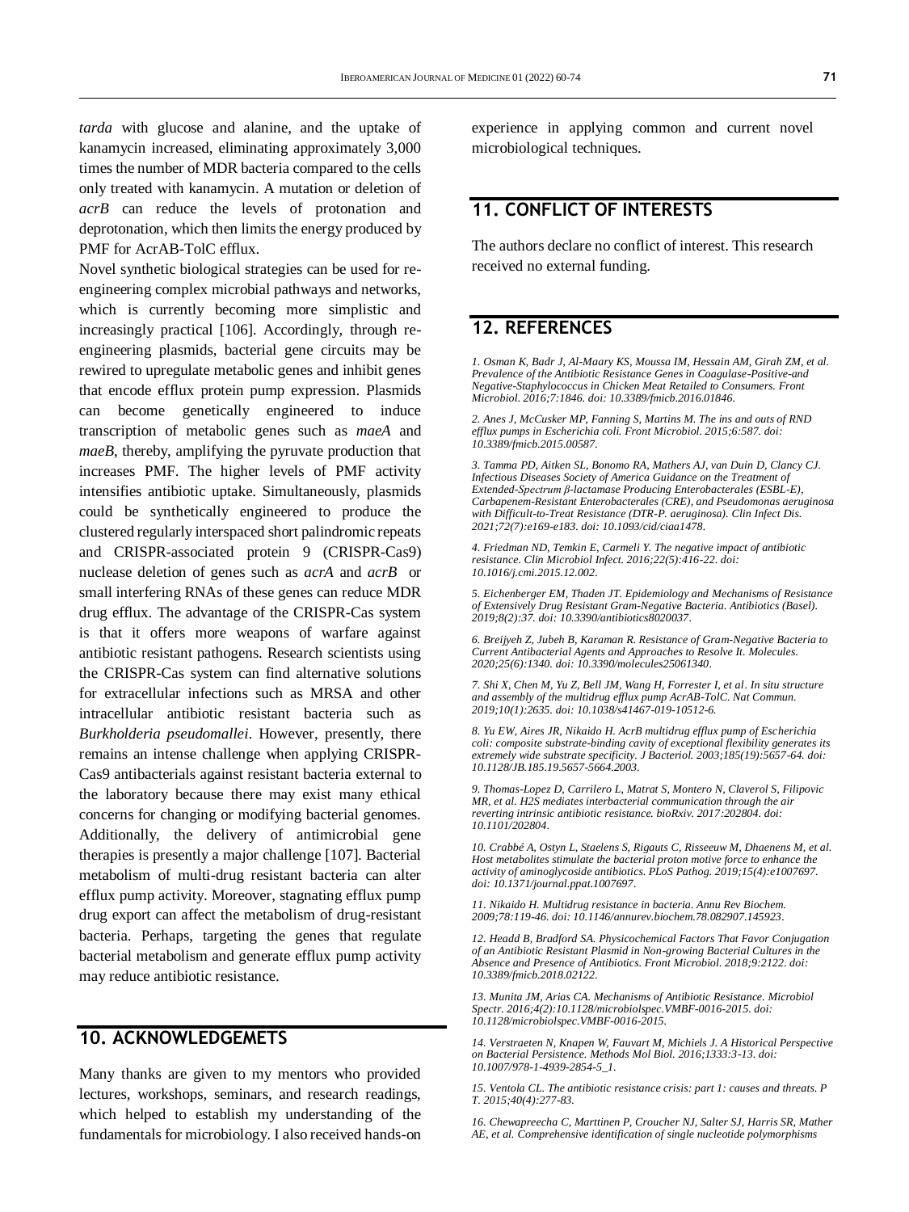*tarda* with glucose and alanine, and the uptake of kanamycin increased, eliminating approximately 3,000 times the number of MDR bacteria compared to the cells only treated with kanamycin. A mutation or deletion of *acrB* can reduce the levels of protonation and deprotonation, which then limits the energy produced by PMF for AcrAB-TolC efflux.

Novel synthetic biological strategies can be used for re-engineering complex microbial pathways and networks, which is currently becoming more simplistic and increasingly practical [106]. Accordingly, through re-engineering plasmids, bacterial gene circuits may be rewired to upregulate metabolic genes and inhibit genes that encode efflux protein pump expression. Plasmids can become genetically engineered to induce transcription of metabolic genes such as *maeA* and *maeB*, thereby, amplifying the pyruvate production that increases PMF. The higher levels of PMF activity intensifies antibiotic uptake. Simultaneously, plasmids could be synthetically engineered to produce the clustered regularly interspaced short palindromic repeats and CRISPR-associated protein 9 (CRISPR-Cas9) nuclease deletion of genes such as *acrA* and *acrB* or small interfering RNAs of these genes can reduce MDR drug efflux. The advantage of the CRISPR-Cas system is that it offers more weapons of warfare against antibiotic resistant pathogens. Research scientists using the CRISPR-Cas system can find alternative solutions for extracellular infections such as MRSA and other intracellular antibiotic resistant bacteria such as *Burkholderia pseudomallei*. However, presently, there remains an intense challenge when applying CRISPR-Cas9 antibacterials against resistant bacteria external to the laboratory because there may exist many ethical concerns for changing or modifying bacterial genomes. Additionally, the delivery of antimicrobial gene therapies is presently a major challenge [107]. Bacterial metabolism of multi-drug resistant bacteria can alter efflux pump activity. Moreover, stagnating efflux pump drug export can affect the metabolism of drug-resistant bacteria. Perhaps, targeting the genes that regulate bacterial metabolism and generate efflux pump activity may reduce antibiotic resistance.

## 10. ACKNOWLEDGEMETS

Many thanks are given to my mentors who provided lectures, workshops, seminars, and research readings, which helped to establish my understanding of the fundamentals for microbiology. I also received hands-on experience in applying common and current novel microbiological techniques.

## 11. CONFLICT OF INTERESTS

The authors declare no conflict of interest. This research received no external funding.

## 12. REFERENCES

*1. Osman K, Badr J, Al-Maary KS, Moussa IM, Hessain AM, Girah ZM, et al. Prevalence of the Antibiotic Resistance Genes in Coagulase-Positive-and Negative-Staphylococcus in Chicken Meat Retailed to Consumers. Front Microbiol. 2016;7:1846. doi: 10.3389/fmicb.2016.01846.*

*2. Anes J, McCusker MP, Fanning S, Martins M. The ins and outs of RND efflux pumps in Escherichia coli. Front Microbiol. 2015;6:587. doi: 10.3389/fmicb.2015.00587.*

*3. Tamma PD, Aitken SL, Bonomo RA, Mathers AJ, van Duin D, Clancy CJ. Infectious Diseases Society of America Guidance on the Treatment of Extended-Spectrum β-lactamase Producing Enterobacterales (ESBL-E), Carbapenem-Resistant Enterobacterales (CRE), and Pseudomonas aeruginosa with Difficult-to-Treat Resistance (DTR-P. aeruginosa). Clin Infect Dis. 2021;72(7):e169-e183. doi: 10.1093/cid/ciaa1478.*

*4. Friedman ND, Temkin E, Carmeli Y. The negative impact of antibiotic resistance. Clin Microbiol Infect. 2016;22(5):416-22. doi: 10.1016/j.cmi.2015.12.002.*

*5. Eichenberger EM, Thaden JT. Epidemiology and Mechanisms of Resistance of Extensively Drug Resistant Gram-Negative Bacteria. Antibiotics (Basel). 2019;8(2):37. doi: 10.3390/antibiotics8020037.*

*6. Breijyeh Z, Jubeh B, Karaman R. Resistance of Gram-Negative Bacteria to Current Antibacterial Agents and Approaches to Resolve It. Molecules. 2020;25(6):1340. doi: 10.3390/molecules25061340.*

*7. Shi X, Chen M, Yu Z, Bell JM, Wang H, Forrester I, et al. In situ structure and assembly of the multidrug efflux pump AcrAB-TolC. Nat Commun. 2019;10(1):2635. doi: 10.1038/s41467-019-10512-6.*

*8. Yu EW, Aires JR, Nikaido H. AcrB multidrug efflux pump of Escherichia coli: composite substrate-binding cavity of exceptional flexibility generates its extremely wide substrate specificity. J Bacteriol. 2003;185(19):5657-64. doi: 10.1128/JB.185.19.5657-5664.2003.*

*9. Thomas-Lopez D, Carrilero L, Matrat S, Montero N, Claverol S, Filipovic MR, et al. H2S mediates interbacterial communication through the air reverting intrinsic antibiotic resistance. bioRxiv. 2017:202804. doi: 10.1101/202804.*

*10. Crabbé A, Ostyn L, Staelens S, Rigauts C, Risseeuw M, Dhaenens M, et al. Host metabolites stimulate the bacterial proton motive force to enhance the activity of aminoglycoside antibiotics. PLoS Pathog. 2019;15(4):e1007697. doi: 10.1371/journal.ppat.1007697.*

*11. Nikaido H. Multidrug resistance in bacteria. Annu Rev Biochem. 2009;78:119-46. doi: 10.1146/annurev.biochem.78.082907.145923.*

*12. Headd B, Bradford SA. Physicochemical Factors That Favor Conjugation of an Antibiotic Resistant Plasmid in Non-growing Bacterial Cultures in the Absence and Presence of Antibiotics. Front Microbiol. 2018;9:2122. doi: 10.3389/fmicb.2018.02122.*

*13. Munita JM, Arias CA. Mechanisms of Antibiotic Resistance. Microbiol Spectr. 2016;4(2):10.1128/microbiolspec.VMBF-0016-2015. doi: 10.1128/microbiolspec.VMBF-0016-2015.*

*14. Verstraeten N, Knapen W, Fauvart M, Michiels J. A Historical Perspective on Bacterial Persistence. Methods Mol Biol. 2016;1333:3-13. doi: 10.1007/978-1-4939-2854-5_1.*

*15. Ventola CL. The antibiotic resistance crisis: part 1: causes and threats. P T. 2015;40(4):277-83.*

*16. Chewapreecha C, Marttinen P, Croucher NJ, Salter SJ, Harris SR, Mather AE, et al. Comprehensive identification of single nucleotide polymorphisms*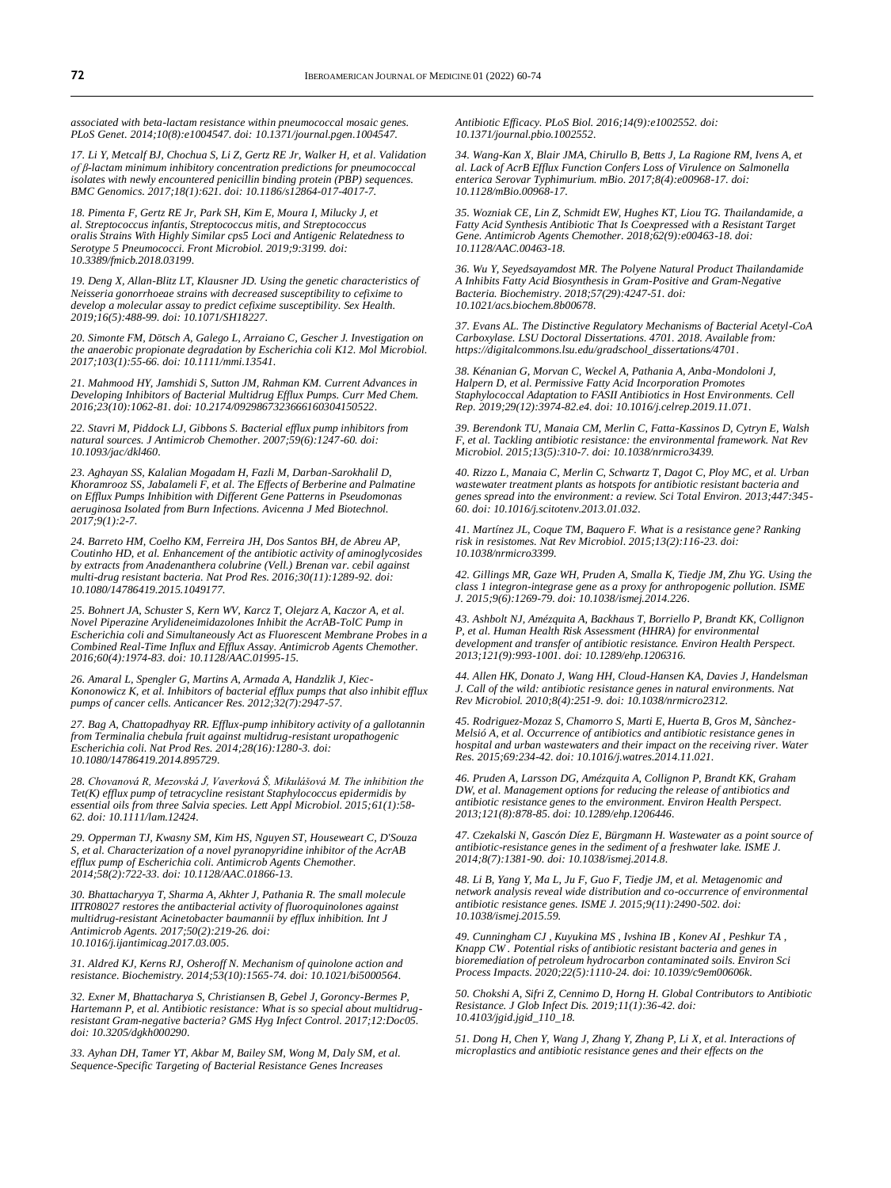*associated with beta-lactam resistance within pneumococcal mosaic genes. PLoS Genet. 2014;10(8):e1004547. doi: 10.1371/journal.pgen.1004547.*

*17. Li Y, Metcalf BJ, Chochua S, Li Z, Gertz RE Jr, Walker H, et al. Validation of β-lactam minimum inhibitory concentration predictions for pneumococcal isolates with newly encountered penicillin binding protein (PBP) sequences. BMC Genomics. 2017;18(1):621. doi: 10.1186/s12864-017-4017-7.*

*18. Pimenta F, Gertz RE Jr, Park SH, Kim E, Moura I, Milucky J, et al. Streptococcus infantis, Streptococcus mitis, and Streptococcus oralis Strains With Highly Similar cps5 Loci and Antigenic Relatedness to Serotype 5 Pneumococci. Front Microbiol. 2019;9:3199. doi: 10.3389/fmicb.2018.03199.*

*19. Deng X, Allan-Blitz LT, Klausner JD. Using the genetic characteristics of Neisseria gonorrhoeae strains with decreased susceptibility to cefixime to develop a molecular assay to predict cefixime susceptibility. Sex Health. 2019;16(5):488-99. doi: 10.1071/SH18227.*

*20. Simonte FM, Dötsch A, Galego L, Arraiano C, Gescher J. Investigation on the anaerobic propionate degradation by Escherichia coli K12. Mol Microbiol. 2017;103(1):55-66. doi: 10.1111/mmi.13541.*

*21. Mahmood HY, Jamshidi S, Sutton JM, Rahman KM. Current Advances in Developing Inhibitors of Bacterial Multidrug Efflux Pumps. Curr Med Chem. 2016;23(10):1062-81. doi: 10.2174/0929867323666160304150522.*

*22. Stavri M, Piddock LJ, Gibbons S. Bacterial efflux pump inhibitors from natural sources. J Antimicrob Chemother. 2007;59(6):1247-60. doi: 10.1093/jac/dkl460.*

*23. Aghayan SS, Kalalian Mogadam H, Fazli M, Darban-Sarokhalil D, Khoramrooz SS, Jabalameli F, et al. The Effects of Berberine and Palmatine on Efflux Pumps Inhibition with Different Gene Patterns in Pseudomonas aeruginosa Isolated from Burn Infections. Avicenna J Med Biotechnol. 2017;9(1):2-7.*

*24. Barreto HM, Coelho KM, Ferreira JH, Dos Santos BH, de Abreu AP, Coutinho HD, et al. Enhancement of the antibiotic activity of aminoglycosides by extracts from Anadenanthera colubrine (Vell.) Brenan var. cebil against multi-drug resistant bacteria. Nat Prod Res. 2016;30(11):1289-92. doi: 10.1080/14786419.2015.1049177.*

*25. Bohnert JA, Schuster S, Kern WV, Karcz T, Olejarz A, Kaczor A, et al. Novel Piperazine Arylideneimidazolones Inhibit the AcrAB-TolC Pump in Escherichia coli and Simultaneously Act as Fluorescent Membrane Probes in a Combined Real-Time Influx and Efflux Assay. Antimicrob Agents Chemother. 2016;60(4):1974-83. doi: 10.1128/AAC.01995-15.*

*26. Amaral L, Spengler G, Martins A, Armada A, Handzlik J, Kiec-Kononowicz K, et al. Inhibitors of bacterial efflux pumps that also inhibit efflux pumps of cancer cells. Anticancer Res. 2012;32(7):2947-57.*

*27. Bag A, Chattopadhyay RR. Efflux-pump inhibitory activity of a gallotannin from Terminalia chebula fruit against multidrug-resistant uropathogenic Escherichia coli. Nat Prod Res. 2014;28(16):1280-3. doi: 10.1080/14786419.2014.895729.*

*28. Chovanová R, Mezovská J, Vaverková Š, Mikulášová M. The inhibition the Tet(K) efflux pump of tetracycline resistant Staphylococcus epidermidis by essential oils from three Salvia species. Lett Appl Microbiol. 2015;61(1):58-62. doi: 10.1111/lam.12424.*

*29. Opperman TJ, Kwasny SM, Kim HS, Nguyen ST, Houseweart C, D'Souza S, et al. Characterization of a novel pyranopyridine inhibitor of the AcrAB efflux pump of Escherichia coli. Antimicrob Agents Chemother. 2014;58(2):722-33. doi: 10.1128/AAC.01866-13.*

*30. Bhattacharyya T, Sharma A, Akhter J, Pathania R. The small molecule IITR08027 restores the antibacterial activity of fluoroquinolones against multidrug-resistant Acinetobacter baumannii by efflux inhibition. Int J Antimicrob Agents. 2017;50(2):219-26. doi: 10.1016/j.ijantimicag.2017.03.005.*

*31. Aldred KJ, Kerns RJ, Osheroff N. Mechanism of quinolone action and resistance. Biochemistry. 2014;53(10):1565-74. doi: 10.1021/bi5000564.*

*32. Exner M, Bhattacharya S, Christiansen B, Gebel J, Goroncy-Bermes P, Hartemann P, et al. Antibiotic resistance: What is so special about multidrug-resistant Gram-negative bacteria? GMS Hyg Infect Control. 2017;12:Doc05. doi: 10.3205/dgkh000290.*

*33. Ayhan DH, Tamer YT, Akbar M, Bailey SM, Wong M, Daly SM, et al. Sequence-Specific Targeting of Bacterial Resistance Genes Increases Antibiotic Efficacy. PLoS Biol. 2016;14(9):e1002552. doi: 10.1371/journal.pbio.1002552.*

*34. Wang-Kan X, Blair JMA, Chirullo B, Betts J, La Ragione RM, Ivens A, et al. Lack of AcrB Efflux Function Confers Loss of Virulence on Salmonella enterica Serovar Typhimurium. mBio. 2017;8(4):e00968-17. doi: 10.1128/mBio.00968-17.*

*35. Wozniak CE, Lin Z, Schmidt EW, Hughes KT, Liou TG. Thailandamide, a Fatty Acid Synthesis Antibiotic That Is Coexpressed with a Resistant Target Gene. Antimicrob Agents Chemother. 2018;62(9):e00463-18. doi: 10.1128/AAC.00463-18.*

*36. Wu Y, Seyedsayamdost MR. The Polyene Natural Product Thailandamide A Inhibits Fatty Acid Biosynthesis in Gram-Positive and Gram-Negative Bacteria. Biochemistry. 2018;57(29):4247-51. doi: 10.1021/acs.biochem.8b00678.*

*37. Evans AL. The Distinctive Regulatory Mechanisms of Bacterial Acetyl-CoA Carboxylase. LSU Doctoral Dissertations. 4701. 2018. Available from: https://digitalcommons.lsu.edu/gradschool_dissertations/4701.*

*38. Kénanian G, Morvan C, Weckel A, Pathania A, Anba-Mondoloni J, Halpern D, et al. Permissive Fatty Acid Incorporation Promotes Staphylococcal Adaptation to FASII Antibiotics in Host Environments. Cell Rep. 2019;29(12):3974-82.e4. doi: 10.1016/j.celrep.2019.11.071.*

*39. Berendonk TU, Manaia CM, Merlin C, Fatta-Kassinos D, Cytryn E, Walsh F, et al. Tackling antibiotic resistance: the environmental framework. Nat Rev Microbiol. 2015;13(5):310-7. doi: 10.1038/nrmicro3439.*

*40. Rizzo L, Manaia C, Merlin C, Schwartz T, Dagot C, Ploy MC, et al. Urban wastewater treatment plants as hotspots for antibiotic resistant bacteria and genes spread into the environment: a review. Sci Total Environ. 2013;447:345-60. doi: 10.1016/j.scitotenv.2013.01.032.*

*41. Martínez JL, Coque TM, Baquero F. What is a resistance gene? Ranking risk in resistomes. Nat Rev Microbiol. 2015;13(2):116-23. doi: 10.1038/nrmicro3399.*

*42. Gillings MR, Gaze WH, Pruden A, Smalla K, Tiedje JM, Zhu YG. Using the class 1 integron-integrase gene as a proxy for anthropogenic pollution. ISME J. 2015;9(6):1269-79. doi: 10.1038/ismej.2014.226.*

*43. Ashbolt NJ, Amézquita A, Backhaus T, Borriello P, Brandt KK, Collignon P, et al. Human Health Risk Assessment (HHRA) for environmental development and transfer of antibiotic resistance. Environ Health Perspect. 2013;121(9):993-1001. doi: 10.1289/ehp.1206316.*

*44. Allen HK, Donato J, Wang HH, Cloud-Hansen KA, Davies J, Handelsman J. Call of the wild: antibiotic resistance genes in natural environments. Nat Rev Microbiol. 2010;8(4):251-9. doi: 10.1038/nrmicro2312.*

*45. Rodriguez-Mozaz S, Chamorro S, Marti E, Huerta B, Gros M, Sànchez-Melsió A, et al. Occurrence of antibiotics and antibiotic resistance genes in hospital and urban wastewaters and their impact on the receiving river. Water Res. 2015;69:234-42. doi: 10.1016/j.watres.2014.11.021.*

*46. Pruden A, Larsson DG, Amézquita A, Collignon P, Brandt KK, Graham DW, et al. Management options for reducing the release of antibiotics and antibiotic resistance genes to the environment. Environ Health Perspect. 2013;121(8):878-85. doi: 10.1289/ehp.1206446.*

*47. Czekalski N, Gascón Díez E, Bürgmann H. Wastewater as a point source of antibiotic-resistance genes in the sediment of a freshwater lake. ISME J. 2014;8(7):1381-90. doi: 10.1038/ismej.2014.8.*

*48. Li B, Yang Y, Ma L, Ju F, Guo F, Tiedje JM, et al. Metagenomic and network analysis reveal wide distribution and co-occurrence of environmental antibiotic resistance genes. ISME J. 2015;9(11):2490-502. doi: 10.1038/ismej.2015.59.*

*49. Cunningham CJ , Kuyukina MS , Ivshina IB , Konev AI , Peshkur TA , Knapp CW . Potential risks of antibiotic resistant bacteria and genes in bioremediation of petroleum hydrocarbon contaminated soils. Environ Sci Process Impacts. 2020;22(5):1110-24. doi: 10.1039/c9em00606k.*

*50. Chokshi A, Sifri Z, Cennimo D, Horng H. Global Contributors to Antibiotic Resistance. J Glob Infect Dis. 2019;11(1):36-42. doi: 10.4103/jgid.jgid_110_18.*

*51. Dong H, Chen Y, Wang J, Zhang Y, Zhang P, Li X, et al. Interactions of microplastics and antibiotic resistance genes and their effects on the*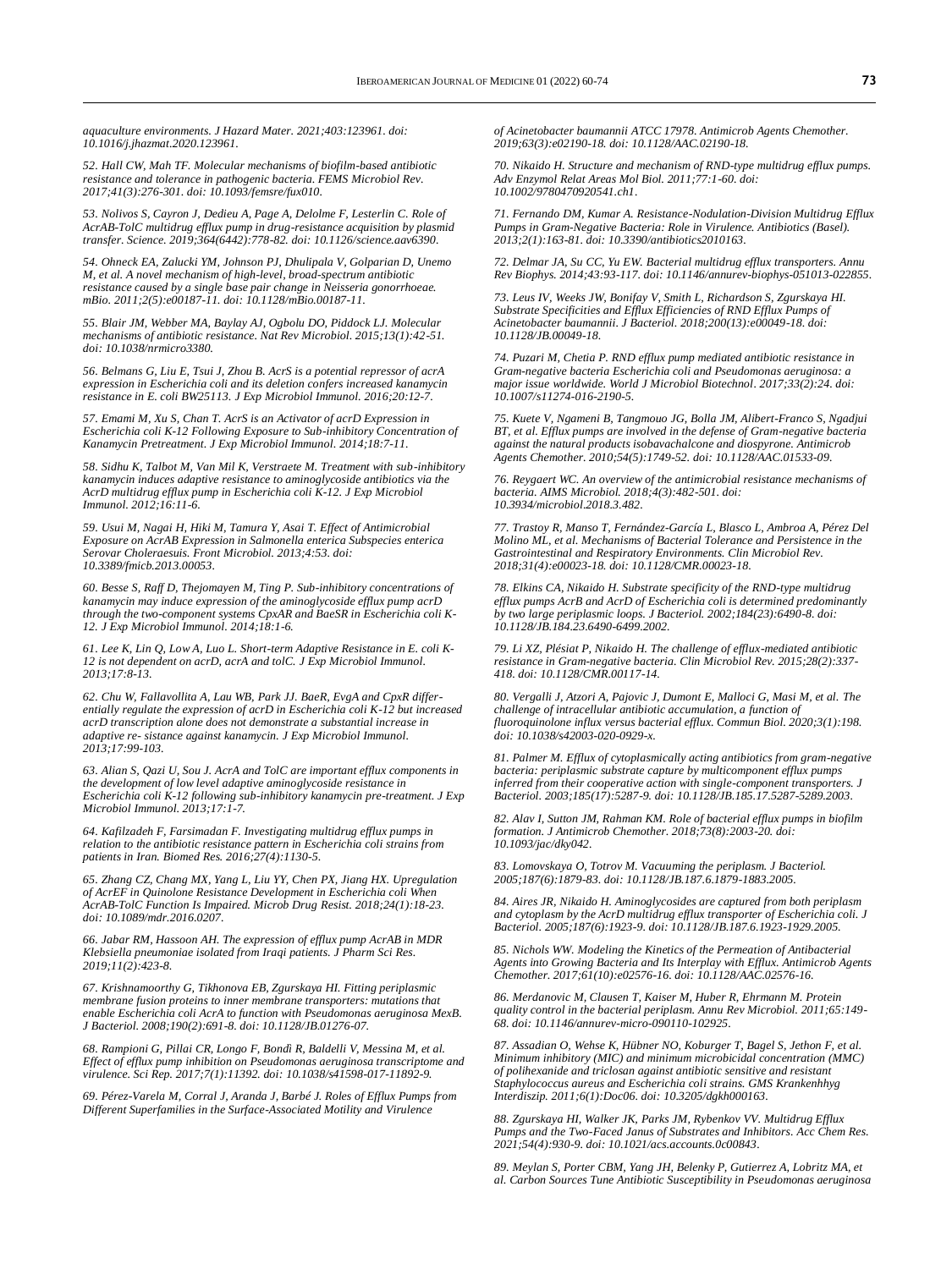*aquaculture environments. J Hazard Mater. 2021;403:123961. doi: 10.1016/j.jhazmat.2020.123961.*

*52. Hall CW, Mah TF. Molecular mechanisms of biofilm-based antibiotic resistance and tolerance in pathogenic bacteria. FEMS Microbiol Rev. 2017;41(3):276-301. doi: 10.1093/femsre/fux010.*

*53. Nolivos S, Cayron J, Dedieu A, Page A, Delolme F, Lesterlin C. Role of AcrAB-TolC multidrug efflux pump in drug-resistance acquisition by plasmid transfer. Science. 2019;364(6442):778-82. doi: 10.1126/science.aav6390.*

*54. Ohneck EA, Zalucki YM, Johnson PJ, Dhulipala V, Golparian D, Unemo M, et al. A novel mechanism of high-level, broad-spectrum antibiotic resistance caused by a single base pair change in Neisseria gonorrhoeae. mBio. 2011;2(5):e00187-11. doi: 10.1128/mBio.00187-11.*

*55. Blair JM, Webber MA, Baylay AJ, Ogbolu DO, Piddock LJ. Molecular mechanisms of antibiotic resistance. Nat Rev Microbiol. 2015;13(1):42-51. doi: 10.1038/nrmicro3380.*

*56. Belmans G, Liu E, Tsui J, Zhou B. AcrS is a potential repressor of acrA expression in Escherichia coli and its deletion confers increased kanamycin resistance in E. coli BW25113. J Exp Microbiol Immunol. 2016;20:12-7.*

*57. Emami M, Xu S, Chan T. AcrS is an Activator of acrD Expression in Escherichia coli K-12 Following Exposure to Sub-inhibitory Concentration of Kanamycin Pretreatment. J Exp Microbiol Immunol. 2014;18:7-11.*

*58. Sidhu K, Talbot M, Van Mil K, Verstraete M. Treatment with sub-inhibitory kanamycin induces adaptive resistance to aminoglycoside antibiotics via the AcrD multidrug efflux pump in Escherichia coli K-12. J Exp Microbiol Immunol. 2012;16:11-6.*

*59. Usui M, Nagai H, Hiki M, Tamura Y, Asai T. Effect of Antimicrobial Exposure on AcrAB Expression in Salmonella enterica Subspecies enterica Serovar Choleraesuis. Front Microbiol. 2013;4:53. doi: 10.3389/fmicb.2013.00053.*

*60. Besse S, Raff D, Thejomayen M, Ting P. Sub-inhibitory concentrations of kanamycin may induce expression of the aminoglycoside efflux pump acrD through the two-component systems CpxAR and BaeSR in Escherichia coli K-12. J Exp Microbiol Immunol. 2014;18:1-6.*

*61. Lee K, Lin Q, Low A, Luo L. Short-term Adaptive Resistance in E. coli K-12 is not dependent on acrD, acrA and tolC. J Exp Microbiol Immunol. 2013;17:8-13.*

*62. Chu W, Fallavollita A, Lau WB, Park JJ. BaeR, EvgA and CpxR differentially regulate the expression of acrD in Escherichia coli K-12 but increased acrD transcription alone does not demonstrate a substantial increase in adaptive re- sistance against kanamycin. J Exp Microbiol Immunol. 2013;17:99-103.*

*63. Alian S, Qazi U, Sou J. AcrA and TolC are important efflux components in the development of low level adaptive aminoglycoside resistance in Escherichia coli K-12 following sub-inhibitory kanamycin pre-treatment. J Exp Microbiol Immunol. 2013;17:1-7.*

*64. Kafilzadeh F, Farsimadan F. Investigating multidrug efflux pumps in relation to the antibiotic resistance pattern in Escherichia coli strains from patients in Iran. Biomed Res. 2016;27(4):1130-5.*

*65. Zhang CZ, Chang MX, Yang L, Liu YY, Chen PX, Jiang HX. Upregulation of AcrEF in Quinolone Resistance Development in Escherichia coli When AcrAB-TolC Function Is Impaired. Microb Drug Resist. 2018;24(1):18-23. doi: 10.1089/mdr.2016.0207.*

*66. Jabar RM, Hassoon AH. The expression of efflux pump AcrAB in MDR Klebsiella pneumoniae isolated from Iraqi patients. J Pharm Sci Res. 2019;11(2):423-8.*

*67. Krishnamoorthy G, Tikhonova EB, Zgurskaya HI. Fitting periplasmic membrane fusion proteins to inner membrane transporters: mutations that enable Escherichia coli AcrA to function with Pseudomonas aeruginosa MexB. J Bacteriol. 2008;190(2):691-8. doi: 10.1128/JB.01276-07.*

*68. Rampioni G, Pillai CR, Longo F, Bondì R, Baldelli V, Messina M, et al. Effect of efflux pump inhibition on Pseudomonas aeruginosa transcriptome and virulence. Sci Rep. 2017;7(1):11392. doi: 10.1038/s41598-017-11892-9.*

*69. Pérez-Varela M, Corral J, Aranda J, Barbé J. Roles of Efflux Pumps from Different Superfamilies in the Surface-Associated Motility and Virulence of Acinetobacter baumannii ATCC 17978. Antimicrob Agents Chemother. 2019;63(3):e02190-18. doi: 10.1128/AAC.02190-18.*

*70. Nikaido H. Structure and mechanism of RND-type multidrug efflux pumps. Adv Enzymol Relat Areas Mol Biol. 2011;77:1-60. doi: 10.1002/9780470920541.ch1.*

*71. Fernando DM, Kumar A. Resistance-Nodulation-Division Multidrug Efflux Pumps in Gram-Negative Bacteria: Role in Virulence. Antibiotics (Basel). 2013;2(1):163-81. doi: 10.3390/antibiotics2010163.*

*72. Delmar JA, Su CC, Yu EW. Bacterial multidrug efflux transporters. Annu Rev Biophys. 2014;43:93-117. doi: 10.1146/annurev-biophys-051013-022855.*

*73. Leus IV, Weeks JW, Bonifay V, Smith L, Richardson S, Zgurskaya HI. Substrate Specificities and Efflux Efficiencies of RND Efflux Pumps of Acinetobacter baumannii. J Bacteriol. 2018;200(13):e00049-18. doi: 10.1128/JB.00049-18.*

*74. Puzari M, Chetia P. RND efflux pump mediated antibiotic resistance in Gram-negative bacteria Escherichia coli and Pseudomonas aeruginosa: a major issue worldwide. World J Microbiol Biotechnol. 2017;33(2):24. doi: 10.1007/s11274-016-2190-5.*

*75. Kuete V, Ngameni B, Tangmouo JG, Bolla JM, Alibert-Franco S, Ngadjui BT, et al. Efflux pumps are involved in the defense of Gram-negative bacteria against the natural products isobavachalcone and diospyrone. Antimicrob Agents Chemother. 2010;54(5):1749-52. doi: 10.1128/AAC.01533-09.*

*76. Reygaert WC. An overview of the antimicrobial resistance mechanisms of bacteria. AIMS Microbiol. 2018;4(3):482-501. doi: 10.3934/microbiol.2018.3.482.*

*77. Trastoy R, Manso T, Fernández-García L, Blasco L, Ambroa A, Pérez Del Molino ML, et al. Mechanisms of Bacterial Tolerance and Persistence in the Gastrointestinal and Respiratory Environments. Clin Microbiol Rev. 2018;31(4):e00023-18. doi: 10.1128/CMR.00023-18.*

*78. Elkins CA, Nikaido H. Substrate specificity of the RND-type multidrug efflux pumps AcrB and AcrD of Escherichia coli is determined predominantly by two large periplasmic loops. J Bacteriol. 2002;184(23):6490-8. doi: 10.1128/JB.184.23.6490-6499.2002.*

*79. Li XZ, Plésiat P, Nikaido H. The challenge of efflux-mediated antibiotic resistance in Gram-negative bacteria. Clin Microbiol Rev. 2015;28(2):337-418. doi: 10.1128/CMR.00117-14.*

*80. Vergalli J, Atzori A, Pajovic J, Dumont E, Malloci G, Masi M, et al. The challenge of intracellular antibiotic accumulation, a function of fluoroquinolone influx versus bacterial efflux. Commun Biol. 2020;3(1):198. doi: 10.1038/s42003-020-0929-x.*

*81. Palmer M. Efflux of cytoplasmically acting antibiotics from gram-negative bacteria: periplasmic substrate capture by multicomponent efflux pumps inferred from their cooperative action with single-component transporters. J Bacteriol. 2003;185(17):5287-9. doi: 10.1128/JB.185.17.5287-5289.2003.*

*82. Alav I, Sutton JM, Rahman KM. Role of bacterial efflux pumps in biofilm formation. J Antimicrob Chemother. 2018;73(8):2003-20. doi: 10.1093/jac/dky042.*

*83. Lomovskaya O, Totrov M. Vacuuming the periplasm. J Bacteriol. 2005;187(6):1879-83. doi: 10.1128/JB.187.6.1879-1883.2005.*

*84. Aires JR, Nikaido H. Aminoglycosides are captured from both periplasm and cytoplasm by the AcrD multidrug efflux transporter of Escherichia coli. J Bacteriol. 2005;187(6):1923-9. doi: 10.1128/JB.187.6.1923-1929.2005.*

*85. Nichols WW. Modeling the Kinetics of the Permeation of Antibacterial Agents into Growing Bacteria and Its Interplay with Efflux. Antimicrob Agents Chemother. 2017;61(10):e02576-16. doi: 10.1128/AAC.02576-16.*

*86. Merdanovic M, Clausen T, Kaiser M, Huber R, Ehrmann M. Protein quality control in the bacterial periplasm. Annu Rev Microbiol. 2011;65:149-68. doi: 10.1146/annurev-micro-090110-102925.*

*87. Assadian O, Wehse K, Hübner NO, Koburger T, Bagel S, Jethon F, et al. Minimum inhibitory (MIC) and minimum microbicidal concentration (MMC) of polihexanide and triclosan against antibiotic sensitive and resistant Staphylococcus aureus and Escherichia coli strains. GMS Krankenhhyg Interdiszip. 2011;6(1):Doc06. doi: 10.3205/dgkh000163.*

*88. Zgurskaya HI, Walker JK, Parks JM, Rybenkov VV. Multidrug Efflux Pumps and the Two-Faced Janus of Substrates and Inhibitors. Acc Chem Res. 2021;54(4):930-9. doi: 10.1021/acs.accounts.0c00843.*

*89. Meylan S, Porter CBM, Yang JH, Belenky P, Gutierrez A, Lobritz MA, et al. Carbon Sources Tune Antibiotic Susceptibility in Pseudomonas aeruginosa*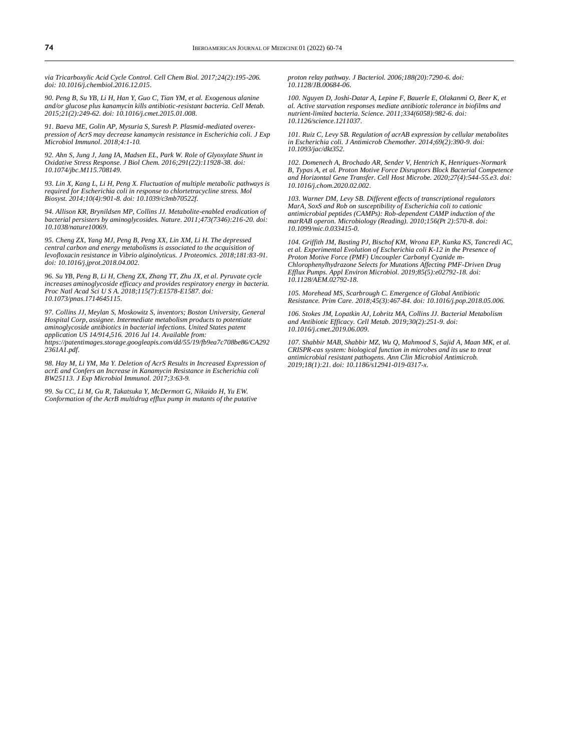*via Tricarboxylic Acid Cycle Control. Cell Chem Biol. 2017;24(2):195-206. doi: 10.1016/j.chembiol.2016.12.015.*

*90. Peng B, Su YB, Li H, Han Y, Guo C, Tian YM, et al. Exogenous alanine and/or glucose plus kanamycin kills antibiotic-resistant bacteria. Cell Metab. 2015;21(2):249-62. doi: 10.1016/j.cmet.2015.01.008.*

*91. Baeva ME, Golin AP, Mysuria S, Suresh P. Plasmid-mediated overexpression of AcrS may decrease kanamycin resistance in Escherichia coli. J Exp Microbiol Immunol. 2018;4:1-10.*

*92. Ahn S, Jung J, Jang IA, Madsen EL, Park W. Role of Glyoxylate Shunt in Oxidative Stress Response. J Biol Chem. 2016;291(22):11928-38. doi: 10.1074/jbc.M115.708149.*

*93. Lin X, Kang L, Li H, Peng X. Fluctuation of multiple metabolic pathways is required for Escherichia coli in response to chlortetracycline stress. Mol Biosyst. 2014;10(4):901-8. doi: 10.1039/c3mb70522f.*

*94. Allison KR, Brynildsen MP, Collins JJ. Metabolite-enabled eradication of bacterial persisters by aminoglycosides. Nature. 2011;473(7346):216-20. doi: 10.1038/nature10069.*

*95. Cheng ZX, Yang MJ, Peng B, Peng XX, Lin XM, Li H. The depressed central carbon and energy metabolisms is associated to the acquisition of levofloxacin resistance in Vibrio alginolyticus. J Proteomics. 2018;181:83-91. doi: 10.1016/j.jprot.2018.04.002.*

*96. Su YB, Peng B, Li H, Cheng ZX, Zhang TT, Zhu JX, et al. Pyruvate cycle increases aminoglycoside efficacy and provides respiratory energy in bacteria. Proc Natl Acad Sci U S A. 2018;115(7):E1578-E1587. doi: 10.1073/pnas.1714645115.*

*97. Collins JJ, Meylan S, Moskowitz S, inventors; Boston University, General Hospital Corp, assignee. Intermediate metabolism products to potentiate aminoglycoside antibiotics in bacterial infections. United States patent application US 14/914,516. 2016 Jul 14. Available from: https://patentimages.storage.googleapis.com/dd/55/19/fb9ea7c708be86/CA2922361A1.pdf.*

*98. Hay M, Li YM, Ma Y. Deletion of AcrS Results in Increased Expression of acrE and Confers an Increase in Kanamycin Resistance in Escherichia coli BW25113. J Exp Microbiol Immunol. 2017;3:63-9.*

*99. Su CC, Li M, Gu R, Takatsuka Y, McDermott G, Nikaido H, Yu EW. Conformation of the AcrB multidrug efflux pump in mutants of the putative proton relay pathway. J Bacteriol. 2006;188(20):7290-6. doi: 10.1128/JB.00684-06.*

*100. Nguyen D, Joshi-Datar A, Lepine F, Bauerle E, Olakanmi O, Beer K, et al. Active starvation responses mediate antibiotic tolerance in biofilms and nutrient-limited bacteria. Science. 2011;334(6058):982-6. doi: 10.1126/science.1211037.*

*101. Ruiz C, Levy SB. Regulation of acrAB expression by cellular metabolites in Escherichia coli. J Antimicrob Chemother. 2014;69(2):390-9. doi: 10.1093/jac/dkt352.*

*102. Domenech A, Brochado AR, Sender V, Hentrich K, Henriques-Normark B, Typas A, et al. Proton Motive Force Disruptors Block Bacterial Competence and Horizontal Gene Transfer. Cell Host Microbe. 2020;27(4):544-55.e3. doi: 10.1016/j.chom.2020.02.002.*

*103. Warner DM, Levy SB. Different effects of transcriptional regulators MarA, SoxS and Rob on susceptibility of Escherichia coli to cationic antimicrobial peptides (CAMPs): Rob-dependent CAMP induction of the marRAB operon. Microbiology (Reading). 2010;156(Pt 2):570-8. doi: 10.1099/mic.0.033415-0.*

*104. Griffith JM, Basting PJ, Bischof KM, Wrona EP, Kunka KS, Tancredi AC, et al. Experimental Evolution of Escherichia coli K-12 in the Presence of Proton Motive Force (PMF) Uncoupler Carbonyl Cyanide m-Chlorophenylhydrazone Selects for Mutations Affecting PMF-Driven Drug Efflux Pumps. Appl Environ Microbiol. 2019;85(5):e02792-18. doi: 10.1128/AEM.02792-18.*

*105. Morehead MS, Scarbrough C. Emergence of Global Antibiotic Resistance. Prim Care. 2018;45(3):467-84. doi: 10.1016/j.pop.2018.05.006.*

*106. Stokes JM, Lopatkin AJ, Lobritz MA, Collins JJ. Bacterial Metabolism and Antibiotic Efficacy. Cell Metab. 2019;30(2):251-9. doi: 10.1016/j.cmet.2019.06.009.*

*107. Shabbir MAB, Shabbir MZ, Wu Q, Mahmood S, Sajid A, Maan MK, et al. CRISPR-cas system: biological function in microbes and its use to treat antimicrobial resistant pathogens. Ann Clin Microbiol Antimicrob. 2019;18(1):21. doi: 10.1186/s12941-019-0317-x.*